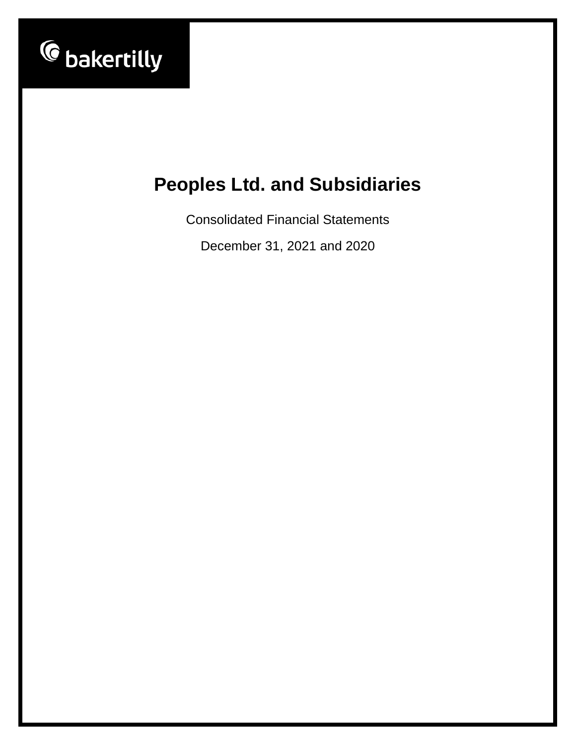bakertilly

# Peoples Ltd. and Subsidiaries

Consolidated Financial Statements

December 31, 2021 and 2020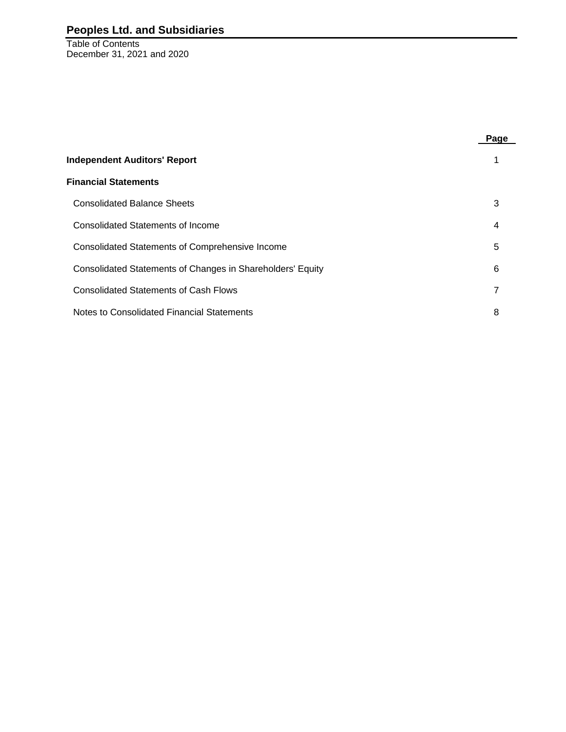# Peoples Ltd. and Subsidiaries

Table of Contents
December 31, 2021 and 2020

| | Page |
|---|---|
| **Independent Auditors' Report** | 1 |
| **Financial Statements** | |
| Consolidated Balance Sheets | 3 |
| Consolidated Statements of Income | 4 |
| Consolidated Statements of Comprehensive Income | 5 |
| Consolidated Statements of Changes in Shareholders' Equity | 6 |
| Consolidated Statements of Cash Flows | 7 |
| Notes to Consolidated Financial Statements | 8 |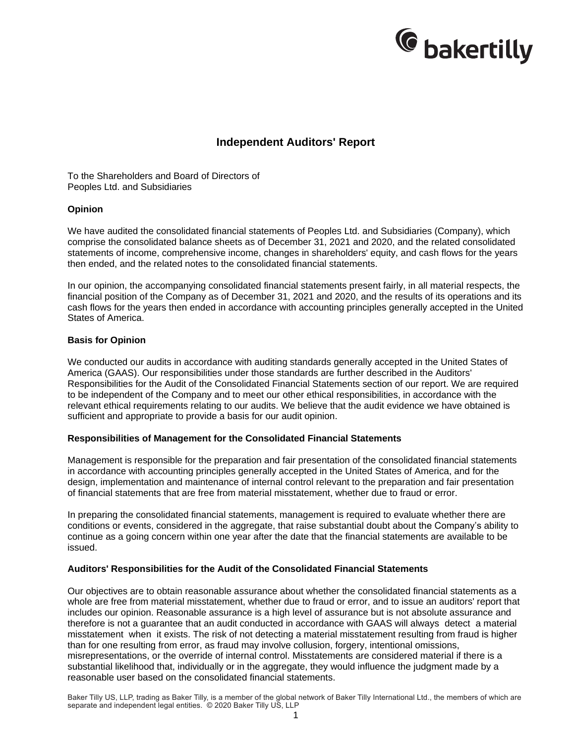# Independent Auditors' Report

To the Shareholders and Board of Directors of
Peoples Ltd. and Subsidiaries

## Opinion

We have audited the consolidated financial statements of Peoples Ltd. and Subsidiaries (Company), which comprise the consolidated balance sheets as of December 31, 2021 and 2020, and the related consolidated statements of income, comprehensive income, changes in shareholders' equity, and cash flows for the years then ended, and the related notes to the consolidated financial statements.

In our opinion, the accompanying consolidated financial statements present fairly, in all material respects, the financial position of the Company as of December 31, 2021 and 2020, and the results of its operations and its cash flows for the years then ended in accordance with accounting principles generally accepted in the United States of America.

## Basis for Opinion

We conducted our audits in accordance with auditing standards generally accepted in the United States of America (GAAS). Our responsibilities under those standards are further described in the Auditors' Responsibilities for the Audit of the Consolidated Financial Statements section of our report. We are required to be independent of the Company and to meet our other ethical responsibilities, in accordance with the relevant ethical requirements relating to our audits. We believe that the audit evidence we have obtained is sufficient and appropriate to provide a basis for our audit opinion.

## Responsibilities of Management for the Consolidated Financial Statements

Management is responsible for the preparation and fair presentation of the consolidated financial statements in accordance with accounting principles generally accepted in the United States of America, and for the design, implementation and maintenance of internal control relevant to the preparation and fair presentation of financial statements that are free from material misstatement, whether due to fraud or error.

In preparing the consolidated financial statements, management is required to evaluate whether there are conditions or events, considered in the aggregate, that raise substantial doubt about the Company's ability to continue as a going concern within one year after the date that the financial statements are available to be issued.

## Auditors' Responsibilities for the Audit of the Consolidated Financial Statements

Our objectives are to obtain reasonable assurance about whether the consolidated financial statements as a whole are free from material misstatement, whether due to fraud or error, and to issue an auditors' report that includes our opinion. Reasonable assurance is a high level of assurance but is not absolute assurance and therefore is not a guarantee that an audit conducted in accordance with GAAS will always detect a material misstatement when it exists. The risk of not detecting a material misstatement resulting from fraud is higher than for one resulting from error, as fraud may involve collusion, forgery, intentional omissions, misrepresentations, or the override of internal control. Misstatements are considered material if there is a substantial likelihood that, individually or in the aggregate, they would influence the judgment made by a reasonable user based on the consolidated financial statements.

Baker Tilly US, LLP, trading as Baker Tilly, is a member of the global network of Baker Tilly International Ltd., the members of which are separate and independent legal entities. © 2020 Baker Tilly US, LLP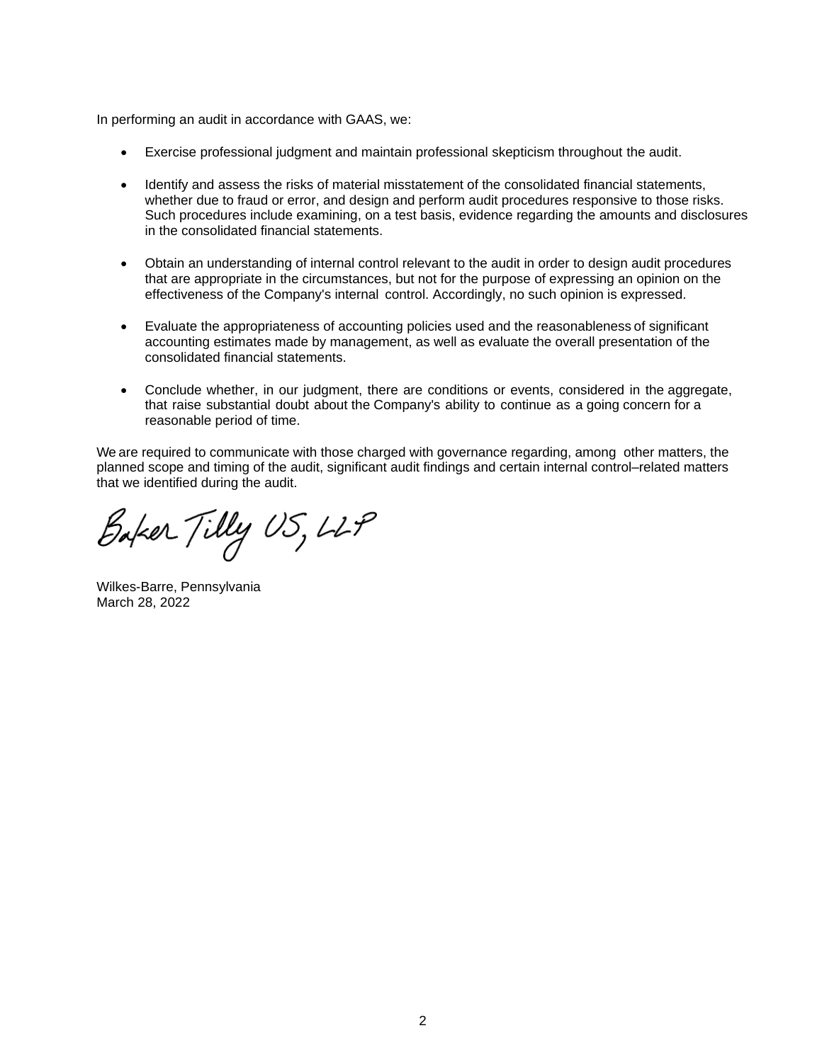In performing an audit in accordance with GAAS, we:

- Exercise professional judgment and maintain professional skepticism throughout the audit.
- Identify and assess the risks of material misstatement of the consolidated financial statements, whether due to fraud or error, and design and perform audit procedures responsive to those risks. Such procedures include examining, on a test basis, evidence regarding the amounts and disclosures in the consolidated financial statements.
- Obtain an understanding of internal control relevant to the audit in order to design audit procedures that are appropriate in the circumstances, but not for the purpose of expressing an opinion on the effectiveness of the Company's internal control. Accordingly, no such opinion is expressed.
- Evaluate the appropriateness of accounting policies used and the reasonableness of significant accounting estimates made by management, as well as evaluate the overall presentation of the consolidated financial statements.
- Conclude whether, in our judgment, there are conditions or events, considered in the aggregate, that raise substantial doubt about the Company's ability to continue as a going concern for a reasonable period of time.

We are required to communicate with those charged with governance regarding, among other matters, the planned scope and timing of the audit, significant audit findings and certain internal control–related matters that we identified during the audit.

Baker Tilly US, LLP

Wilkes-Barre, Pennsylvania
March 28, 2022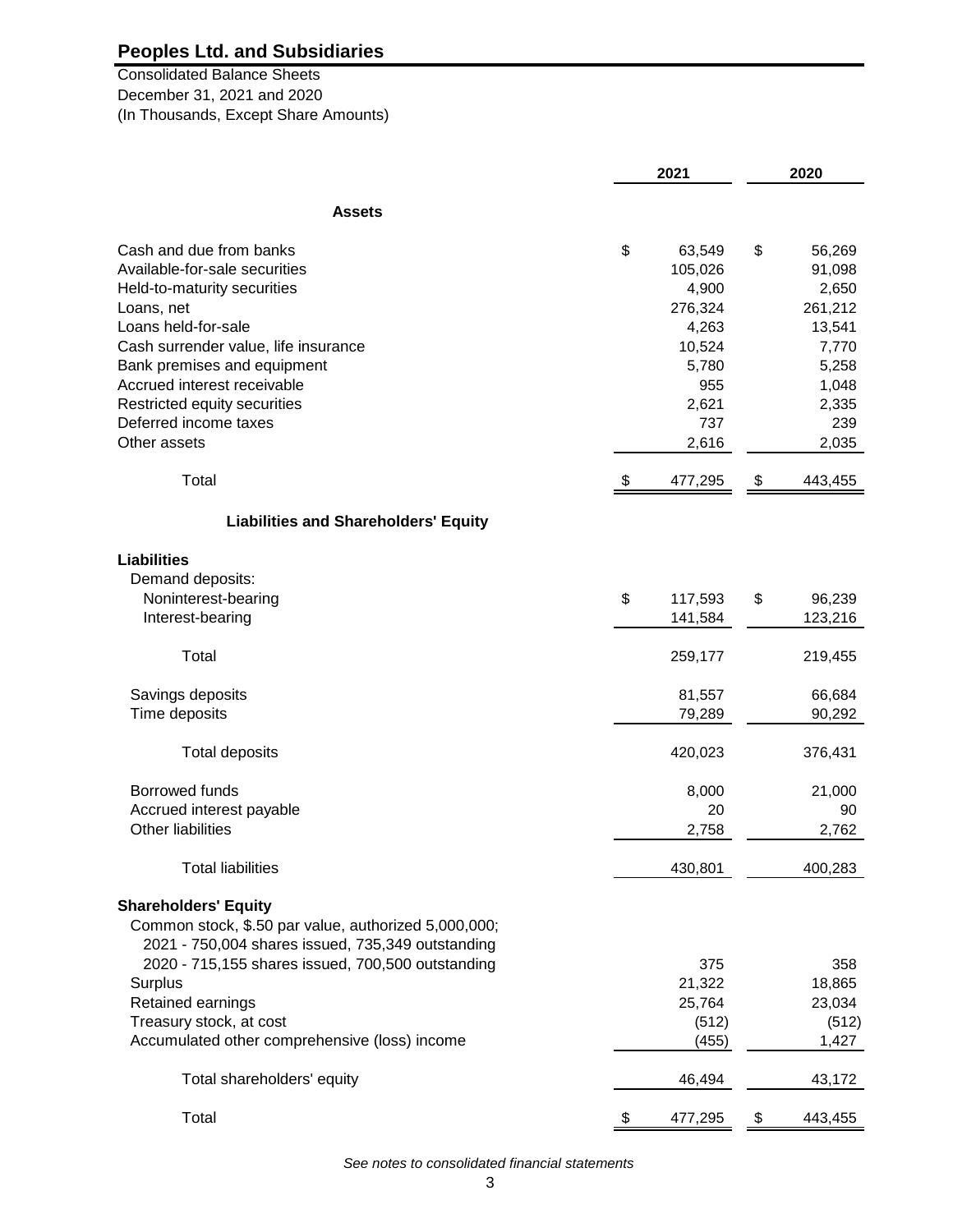# Peoples Ltd. and Subsidiaries

Consolidated Balance Sheets
December 31, 2021 and 2020
(In Thousands, Except Share Amounts)

| | 2021 | 2020 |
|---|---|---|
| **Assets** | | |
| Cash and due from banks | $ 63,549 | $ 56,269 |
| Available-for-sale securities | 105,026 | 91,098 |
| Held-to-maturity securities | 4,900 | 2,650 |
| Loans, net | 276,324 | 261,212 |
| Loans held-for-sale | 4,263 | 13,541 |
| Cash surrender value, life insurance | 10,524 | 7,770 |
| Bank premises and equipment | 5,780 | 5,258 |
| Accrued interest receivable | 955 | 1,048 |
| Restricted equity securities | 2,621 | 2,335 |
| Deferred income taxes | 737 | 239 |
| Other assets | 2,616 | 2,035 |
| Total | $ 477,295 | $ 443,455 |
| **Liabilities and Shareholders' Equity** | | |
| **Liabilities** | | |
| Demand deposits: | | |
| Noninterest-bearing | $ 117,593 | $ 96,239 |
| Interest-bearing | 141,584 | 123,216 |
| Total | 259,177 | 219,455 |
| Savings deposits | 81,557 | 66,684 |
| Time deposits | 79,289 | 90,292 |
| Total deposits | 420,023 | 376,431 |
| Borrowed funds | 8,000 | 21,000 |
| Accrued interest payable | 20 | 90 |
| Other liabilities | 2,758 | 2,762 |
| Total liabilities | 430,801 | 400,283 |
| **Shareholders' Equity** | | |
| Common stock, $.50 par value, authorized 5,000,000; 2021 - 750,004 shares issued, 735,349 outstanding 2020 - 715,155 shares issued, 700,500 outstanding | 375 | 358 |
| Surplus | 21,322 | 18,865 |
| Retained earnings | 25,764 | 23,034 |
| Treasury stock, at cost | (512) | (512) |
| Accumulated other comprehensive (loss) income | (455) | 1,427 |
| Total shareholders' equity | 46,494 | 43,172 |
| Total | $ 477,295 | $ 443,455 |

*See notes to consolidated financial statements*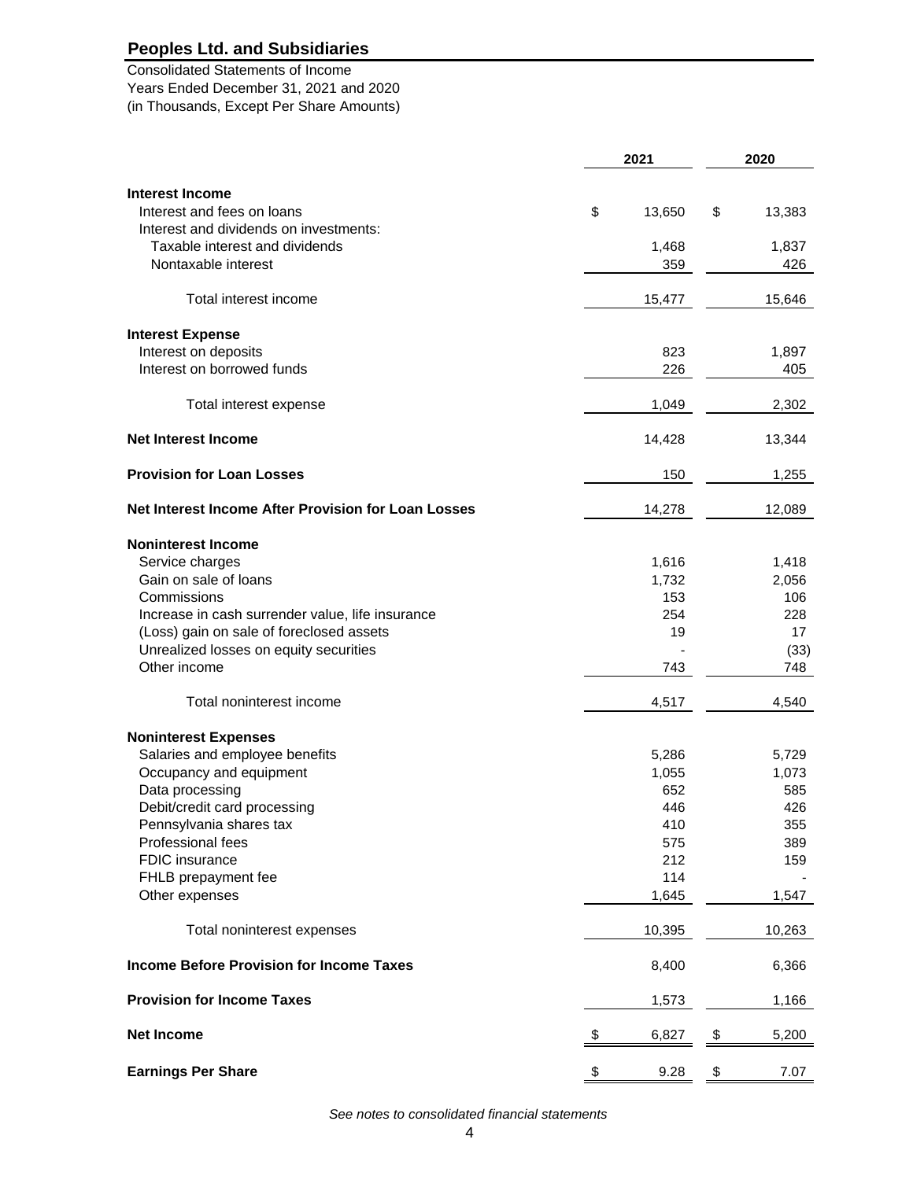## Peoples Ltd. and Subsidiaries

Consolidated Statements of Income
Years Ended December 31, 2021 and 2020
(in Thousands, Except Per Share Amounts)

| | 2021 | 2020 |
|---|---|---|
| **Interest Income** | | |
| Interest and fees on loans | $ 13,650 | $ 13,383 |
| Interest and dividends on investments: | | |
| Taxable interest and dividends | 1,468 | 1,837 |
| Nontaxable interest | 359 | 426 |
| Total interest income | 15,477 | 15,646 |
| **Interest Expense** | | |
| Interest on deposits | 823 | 1,897 |
| Interest on borrowed funds | 226 | 405 |
| Total interest expense | 1,049 | 2,302 |
| **Net Interest Income** | 14,428 | 13,344 |
| **Provision for Loan Losses** | 150 | 1,255 |
| **Net Interest Income After Provision for Loan Losses** | 14,278 | 12,089 |
| **Noninterest Income** | | |
| Service charges | 1,616 | 1,418 |
| Gain on sale of loans | 1,732 | 2,056 |
| Commissions | 153 | 106 |
| Increase in cash surrender value, life insurance | 254 | 228 |
| (Loss) gain on sale of foreclosed assets | 19 | 17 |
| Unrealized losses on equity securities | - | (33) |
| Other income | 743 | 748 |
| Total noninterest income | 4,517 | 4,540 |
| **Noninterest Expenses** | | |
| Salaries and employee benefits | 5,286 | 5,729 |
| Occupancy and equipment | 1,055 | 1,073 |
| Data processing | 652 | 585 |
| Debit/credit card processing | 446 | 426 |
| Pennsylvania shares tax | 410 | 355 |
| Professional fees | 575 | 389 |
| FDIC insurance | 212 | 159 |
| FHLB prepayment fee | 114 | - |
| Other expenses | 1,645 | 1,547 |
| Total noninterest expenses | 10,395 | 10,263 |
| **Income Before Provision for Income Taxes** | 8,400 | 6,366 |
| **Provision for Income Taxes** | 1,573 | 1,166 |
| **Net Income** | $ 6,827 | $ 5,200 |
| **Earnings Per Share** | $ 9.28 | $ 7.07 |

*See notes to consolidated financial statements*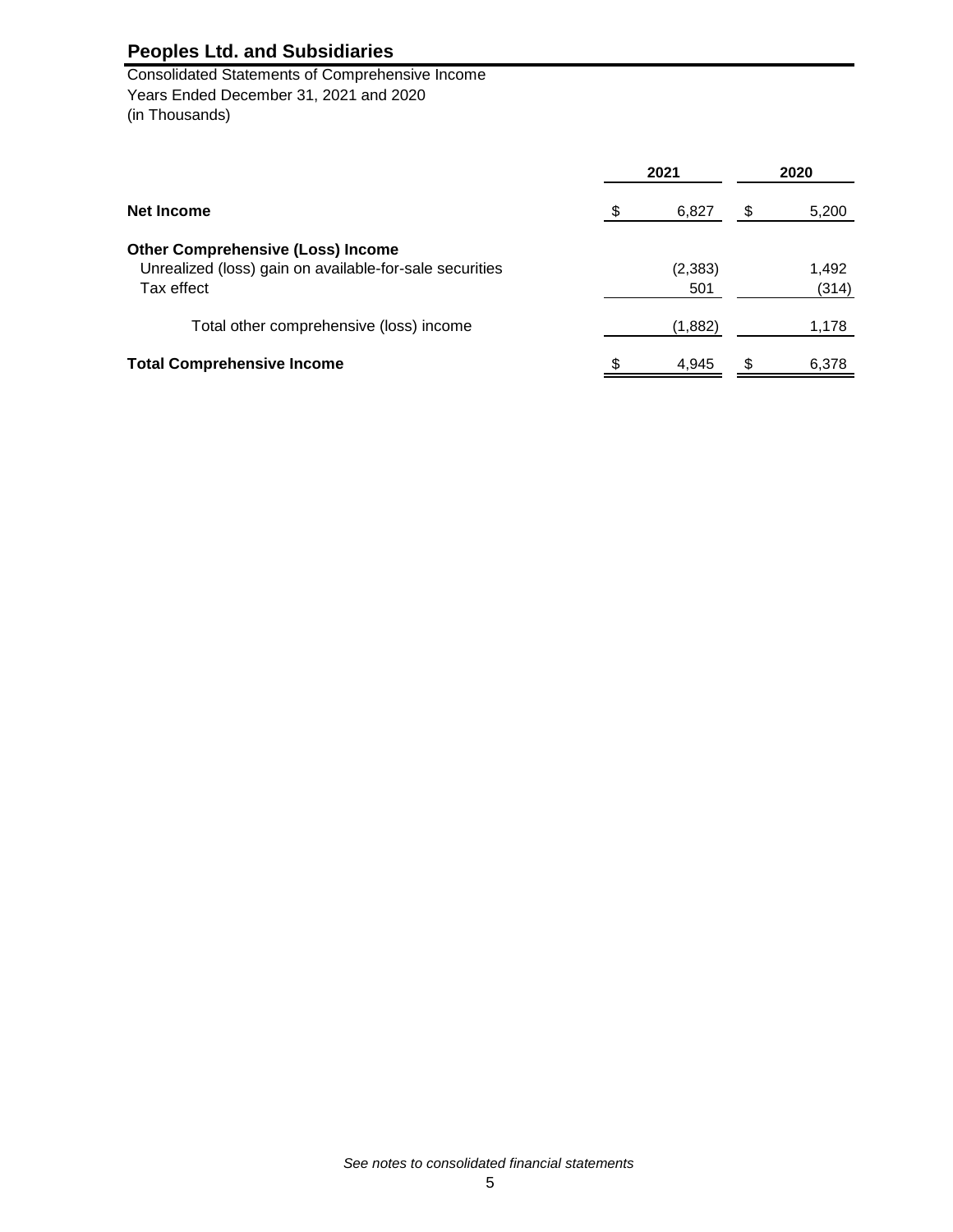# Peoples Ltd. and Subsidiaries

Consolidated Statements of Comprehensive Income
Years Ended December 31, 2021 and 2020
(in Thousands)

| | 2021 | 2020 |
|---|---|---|
| **Net Income** | $ 6,827 | $ 5,200 |
| **Other Comprehensive (Loss) Income** | | |
| Unrealized (loss) gain on available-for-sale securities | (2,383) | 1,492 |
| Tax effect | 501 | (314) |
| Total other comprehensive (loss) income | (1,882) | 1,178 |
| **Total Comprehensive Income** | $ 4,945 | $ 6,378 |

*See notes to consolidated financial statements*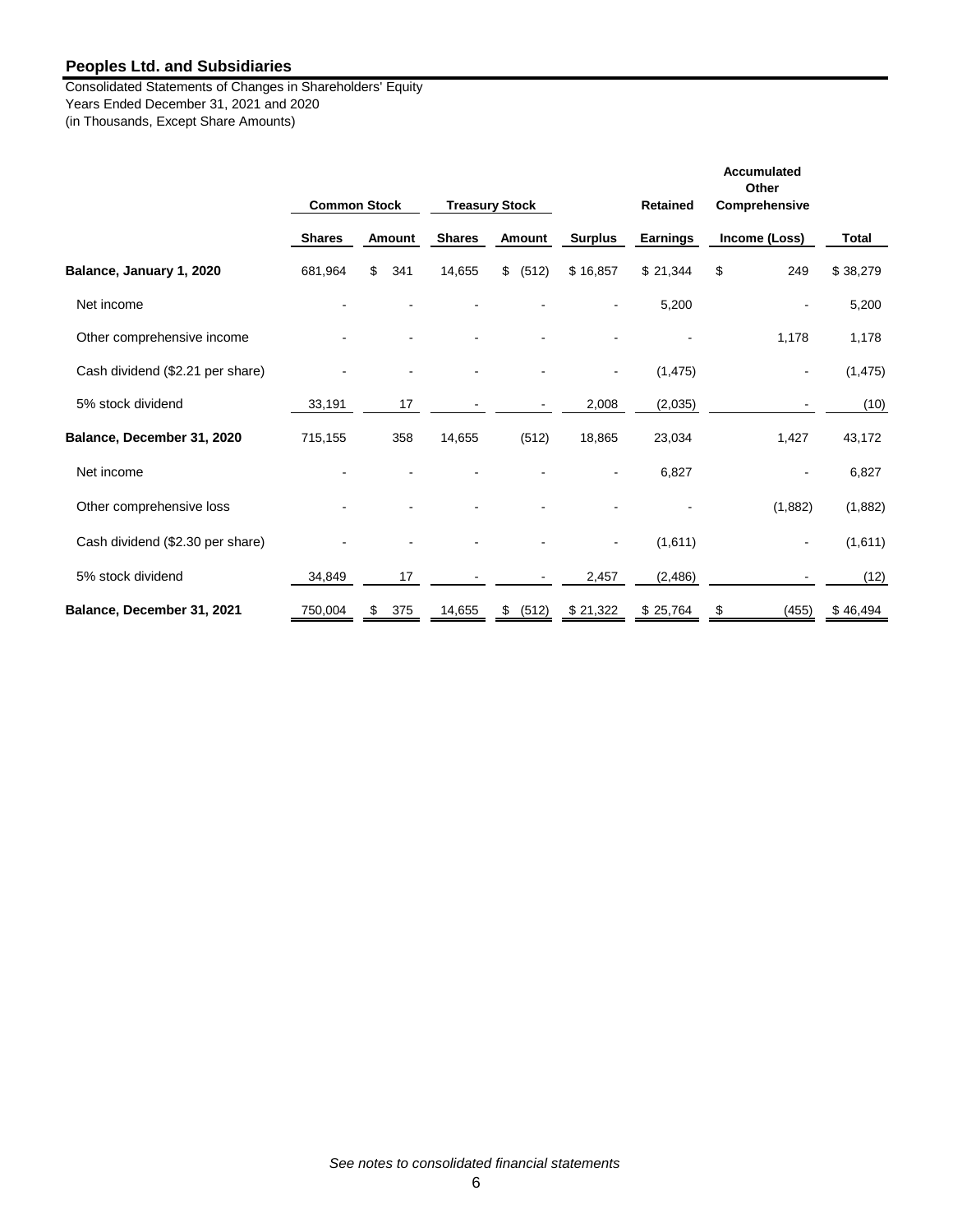## Peoples Ltd. and Subsidiaries

Consolidated Statements of Changes in Shareholders' Equity
Years Ended December 31, 2021 and 2020
(in Thousands, Except Share Amounts)

| | Common Stock | | Treasury Stock | | | Retained | Accumulated Other Comprehensive | |
|---|---|---|---|---|---|---|---|---|
| | Shares | Amount | Shares | Amount | Surplus | Earnings | Income (Loss) | Total |
| **Balance, January 1, 2020** | 681,964 | $ 341 | 14,655 | $ (512) | $ 16,857 | $ 21,344 | $ 249 | $ 38,279 |
| Net income | - | - | - | - | - | 5,200 | - | 5,200 |
| Other comprehensive income | - | - | - | - | - | - | 1,178 | 1,178 |
| Cash dividend ($2.21 per share) | - | - | - | - | - | (1,475) | - | (1,475) |
| 5% stock dividend | 33,191 | 17 | - | - | 2,008 | (2,035) | - | (10) |
| **Balance, December 31, 2020** | 715,155 | 358 | 14,655 | (512) | 18,865 | 23,034 | 1,427 | 43,172 |
| Net income | - | - | - | - | - | 6,827 | - | 6,827 |
| Other comprehensive loss | - | - | - | - | - | - | (1,882) | (1,882) |
| Cash dividend ($2.30 per share) | - | - | - | - | - | (1,611) | - | (1,611) |
| 5% stock dividend | 34,849 | 17 | - | - | 2,457 | (2,486) | - | (12) |
| **Balance, December 31, 2021** | 750,004 | $ 375 | 14,655 | $ (512) | $ 21,322 | $ 25,764 | $ (455) | $ 46,494 |

*See notes to consolidated financial statements*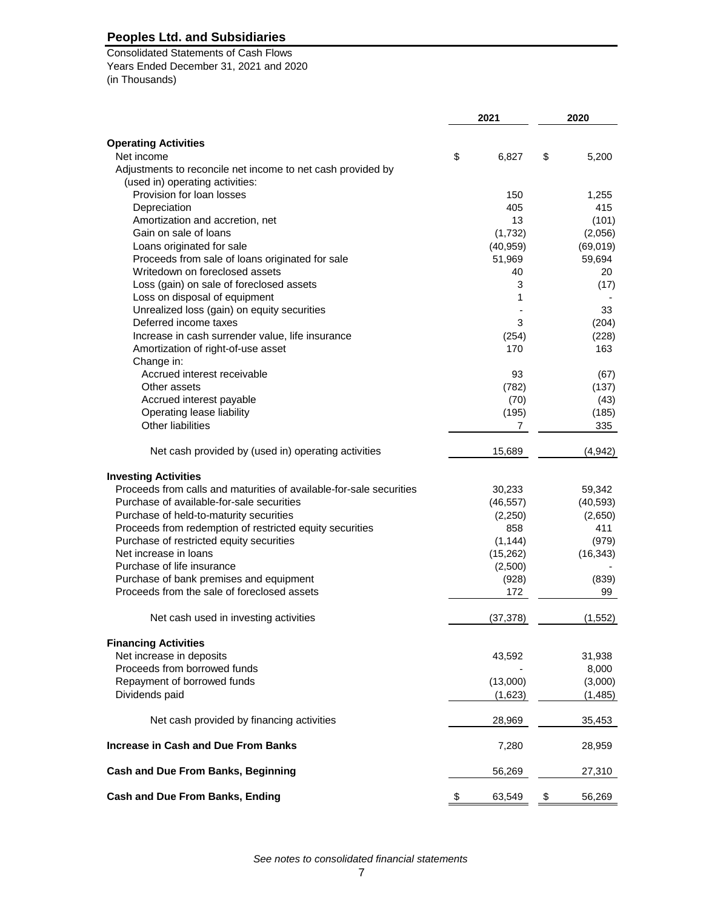# Peoples Ltd. and Subsidiaries

Consolidated Statements of Cash Flows
Years Ended December 31, 2021 and 2020
(in Thousands)

| | 2021 | 2020 |
|---|---|---|
| **Operating Activities** | | |
| Net income | $ 6,827 | $ 5,200 |
| Adjustments to reconcile net income to net cash provided by (used in) operating activities: | | |
| Provision for loan losses | 150 | 1,255 |
| Depreciation | 405 | 415 |
| Amortization and accretion, net | 13 | (101) |
| Gain on sale of loans | (1,732) | (2,056) |
| Loans originated for sale | (40,959) | (69,019) |
| Proceeds from sale of loans originated for sale | 51,969 | 59,694 |
| Writedown on foreclosed assets | 40 | 20 |
| Loss (gain) on sale of foreclosed assets | 3 | (17) |
| Loss on disposal of equipment | 1 | - |
| Unrealized loss (gain) on equity securities | - | 33 |
| Deferred income taxes | 3 | (204) |
| Increase in cash surrender value, life insurance | (254) | (228) |
| Amortization of right-of-use asset | 170 | 163 |
| Change in: | | |
| Accrued interest receivable | 93 | (67) |
| Other assets | (782) | (137) |
| Accrued interest payable | (70) | (43) |
| Operating lease liability | (195) | (185) |
| Other liabilities | 7 | 335 |
| Net cash provided by (used in) operating activities | 15,689 | (4,942) |
| **Investing Activities** | | |
| Proceeds from calls and maturities of available-for-sale securities | 30,233 | 59,342 |
| Purchase of available-for-sale securities | (46,557) | (40,593) |
| Purchase of held-to-maturity securities | (2,250) | (2,650) |
| Proceeds from redemption of restricted equity securities | 858 | 411 |
| Purchase of restricted equity securities | (1,144) | (979) |
| Net increase in loans | (15,262) | (16,343) |
| Purchase of life insurance | (2,500) | - |
| Purchase of bank premises and equipment | (928) | (839) |
| Proceeds from the sale of foreclosed assets | 172 | 99 |
| Net cash used in investing activities | (37,378) | (1,552) |
| **Financing Activities** | | |
| Net increase in deposits | 43,592 | 31,938 |
| Proceeds from borrowed funds | - | 8,000 |
| Repayment of borrowed funds | (13,000) | (3,000) |
| Dividends paid | (1,623) | (1,485) |
| Net cash provided by financing activities | 28,969 | 35,453 |
| **Increase in Cash and Due From Banks** | 7,280 | 28,959 |
| **Cash and Due From Banks, Beginning** | 56,269 | 27,310 |
| **Cash and Due From Banks, Ending** | $ 63,549 | $ 56,269 |

*See notes to consolidated financial statements*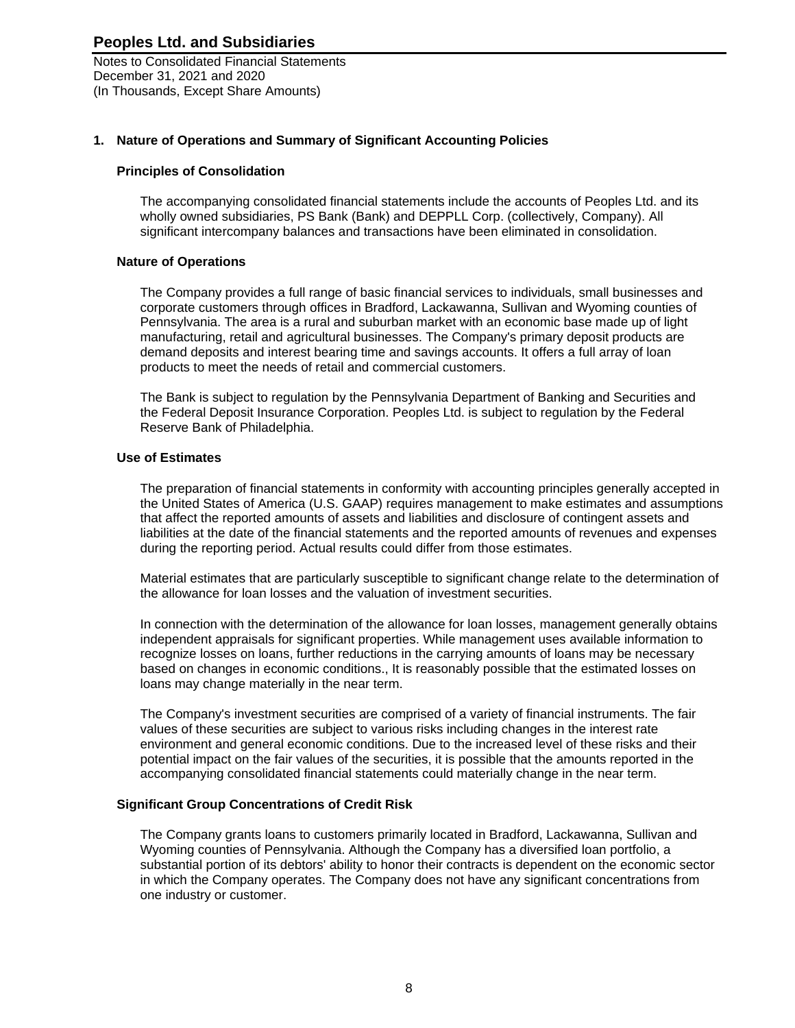# Peoples Ltd. and Subsidiaries

Notes to Consolidated Financial Statements
December 31, 2021 and 2020
(In Thousands, Except Share Amounts)

## 1. Nature of Operations and Summary of Significant Accounting Policies

### Principles of Consolidation

The accompanying consolidated financial statements include the accounts of Peoples Ltd. and its wholly owned subsidiaries, PS Bank (Bank) and DEPPLL Corp. (collectively, Company). All significant intercompany balances and transactions have been eliminated in consolidation.

### Nature of Operations

The Company provides a full range of basic financial services to individuals, small businesses and corporate customers through offices in Bradford, Lackawanna, Sullivan and Wyoming counties of Pennsylvania. The area is a rural and suburban market with an economic base made up of light manufacturing, retail and agricultural businesses. The Company's primary deposit products are demand deposits and interest bearing time and savings accounts. It offers a full array of loan products to meet the needs of retail and commercial customers.

The Bank is subject to regulation by the Pennsylvania Department of Banking and Securities and the Federal Deposit Insurance Corporation. Peoples Ltd. is subject to regulation by the Federal Reserve Bank of Philadelphia.

### Use of Estimates

The preparation of financial statements in conformity with accounting principles generally accepted in the United States of America (U.S. GAAP) requires management to make estimates and assumptions that affect the reported amounts of assets and liabilities and disclosure of contingent assets and liabilities at the date of the financial statements and the reported amounts of revenues and expenses during the reporting period. Actual results could differ from those estimates.

Material estimates that are particularly susceptible to significant change relate to the determination of the allowance for loan losses and the valuation of investment securities.

In connection with the determination of the allowance for loan losses, management generally obtains independent appraisals for significant properties. While management uses available information to recognize losses on loans, further reductions in the carrying amounts of loans may be necessary based on changes in economic conditions., It is reasonably possible that the estimated losses on loans may change materially in the near term.

The Company's investment securities are comprised of a variety of financial instruments. The fair values of these securities are subject to various risks including changes in the interest rate environment and general economic conditions. Due to the increased level of these risks and their potential impact on the fair values of the securities, it is possible that the amounts reported in the accompanying consolidated financial statements could materially change in the near term.

### Significant Group Concentrations of Credit Risk

The Company grants loans to customers primarily located in Bradford, Lackawanna, Sullivan and Wyoming counties of Pennsylvania. Although the Company has a diversified loan portfolio, a substantial portion of its debtors' ability to honor their contracts is dependent on the economic sector in which the Company operates. The Company does not have any significant concentrations from one industry or customer.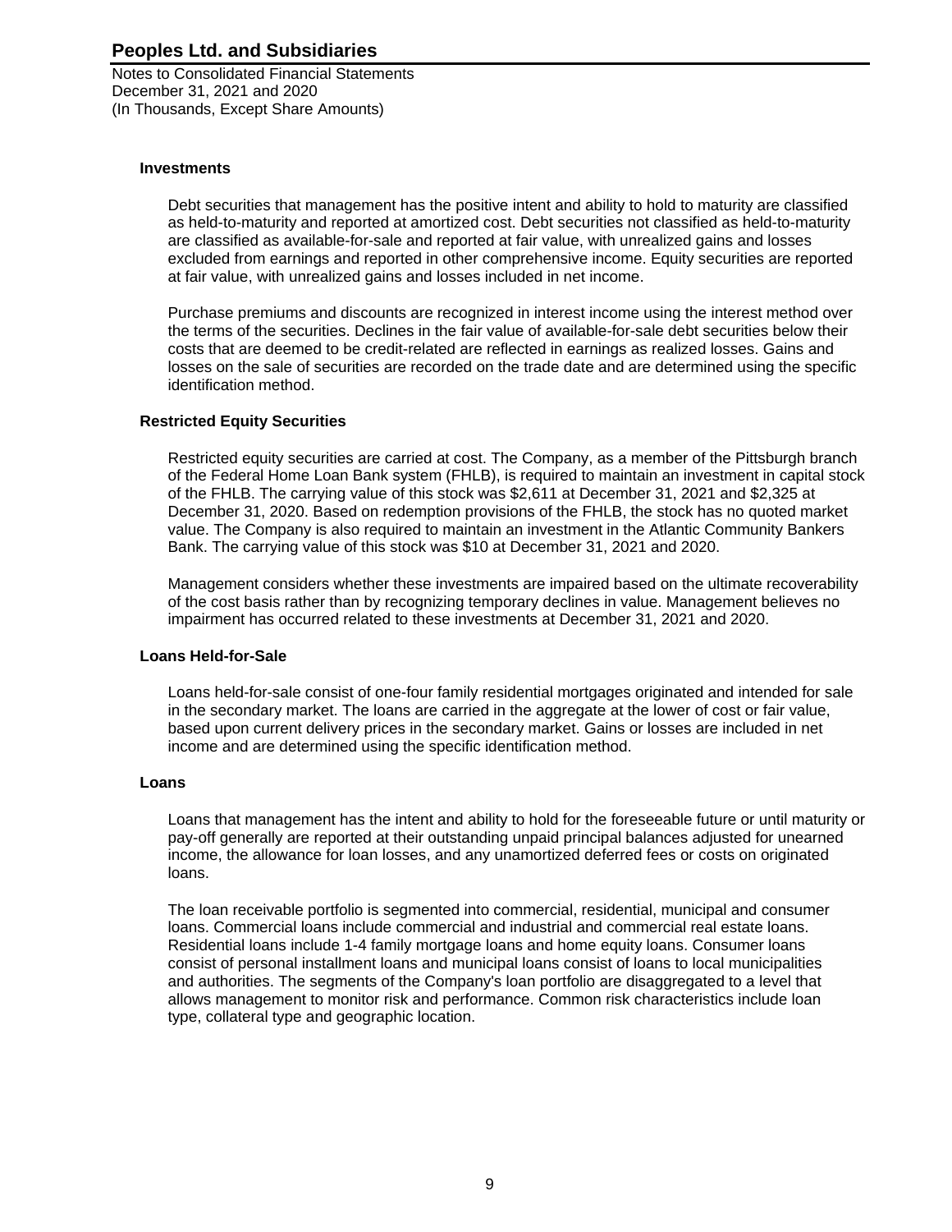### Investments

Debt securities that management has the positive intent and ability to hold to maturity are classified as held-to-maturity and reported at amortized cost. Debt securities not classified as held-to-maturity are classified as available-for-sale and reported at fair value, with unrealized gains and losses excluded from earnings and reported in other comprehensive income. Equity securities are reported at fair value, with unrealized gains and losses included in net income.

Purchase premiums and discounts are recognized in interest income using the interest method over the terms of the securities. Declines in the fair value of available-for-sale debt securities below their costs that are deemed to be credit-related are reflected in earnings as realized losses. Gains and losses on the sale of securities are recorded on the trade date and are determined using the specific identification method.

### Restricted Equity Securities

Restricted equity securities are carried at cost. The Company, as a member of the Pittsburgh branch of the Federal Home Loan Bank system (FHLB), is required to maintain an investment in capital stock of the FHLB. The carrying value of this stock was $2,611 at December 31, 2021 and $2,325 at December 31, 2020. Based on redemption provisions of the FHLB, the stock has no quoted market value. The Company is also required to maintain an investment in the Atlantic Community Bankers Bank. The carrying value of this stock was $10 at December 31, 2021 and 2020.

Management considers whether these investments are impaired based on the ultimate recoverability of the cost basis rather than by recognizing temporary declines in value. Management believes no impairment has occurred related to these investments at December 31, 2021 and 2020.

### Loans Held-for-Sale

Loans held-for-sale consist of one-four family residential mortgages originated and intended for sale in the secondary market. The loans are carried in the aggregate at the lower of cost or fair value, based upon current delivery prices in the secondary market. Gains or losses are included in net income and are determined using the specific identification method.

### Loans

Loans that management has the intent and ability to hold for the foreseeable future or until maturity or pay-off generally are reported at their outstanding unpaid principal balances adjusted for unearned income, the allowance for loan losses, and any unamortized deferred fees or costs on originated loans.

The loan receivable portfolio is segmented into commercial, residential, municipal and consumer loans. Commercial loans include commercial and industrial and commercial real estate loans. Residential loans include 1-4 family mortgage loans and home equity loans. Consumer loans consist of personal installment loans and municipal loans consist of loans to local municipalities and authorities. The segments of the Company's loan portfolio are disaggregated to a level that allows management to monitor risk and performance. Common risk characteristics include loan type, collateral type and geographic location.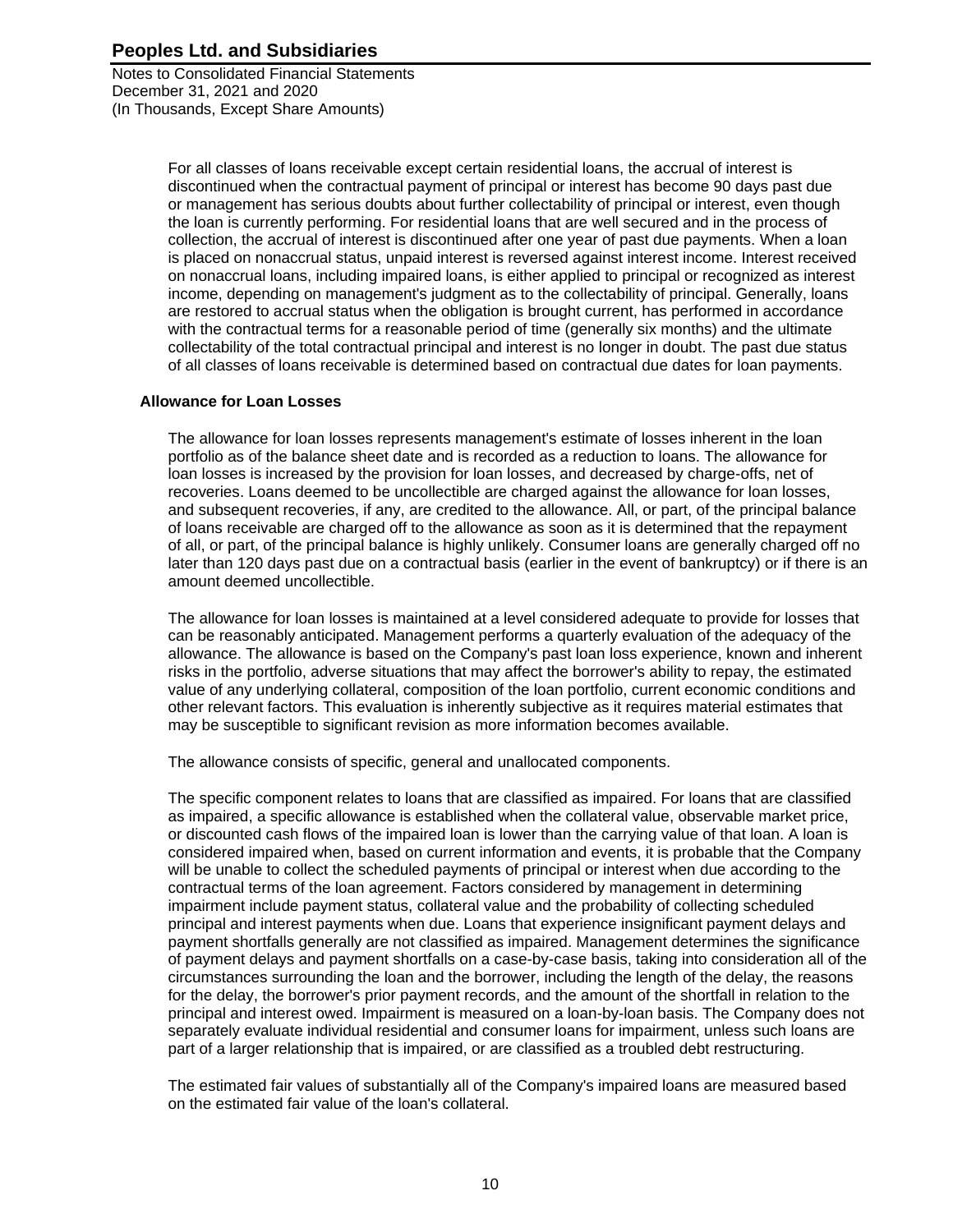For all classes of loans receivable except certain residential loans, the accrual of interest is discontinued when the contractual payment of principal or interest has become 90 days past due or management has serious doubts about further collectability of principal or interest, even though the loan is currently performing. For residential loans that are well secured and in the process of collection, the accrual of interest is discontinued after one year of past due payments. When a loan is placed on nonaccrual status, unpaid interest is reversed against interest income. Interest received on nonaccrual loans, including impaired loans, is either applied to principal or recognized as interest income, depending on management's judgment as to the collectability of principal. Generally, loans are restored to accrual status when the obligation is brought current, has performed in accordance with the contractual terms for a reasonable period of time (generally six months) and the ultimate collectability of the total contractual principal and interest is no longer in doubt. The past due status of all classes of loans receivable is determined based on contractual due dates for loan payments.

**Allowance for Loan Losses**

The allowance for loan losses represents management's estimate of losses inherent in the loan portfolio as of the balance sheet date and is recorded as a reduction to loans. The allowance for loan losses is increased by the provision for loan losses, and decreased by charge-offs, net of recoveries. Loans deemed to be uncollectible are charged against the allowance for loan losses, and subsequent recoveries, if any, are credited to the allowance. All, or part, of the principal balance of loans receivable are charged off to the allowance as soon as it is determined that the repayment of all, or part, of the principal balance is highly unlikely. Consumer loans are generally charged off no later than 120 days past due on a contractual basis (earlier in the event of bankruptcy) or if there is an amount deemed uncollectible.

The allowance for loan losses is maintained at a level considered adequate to provide for losses that can be reasonably anticipated. Management performs a quarterly evaluation of the adequacy of the allowance. The allowance is based on the Company's past loan loss experience, known and inherent risks in the portfolio, adverse situations that may affect the borrower's ability to repay, the estimated value of any underlying collateral, composition of the loan portfolio, current economic conditions and other relevant factors. This evaluation is inherently subjective as it requires material estimates that may be susceptible to significant revision as more information becomes available.

The allowance consists of specific, general and unallocated components.

The specific component relates to loans that are classified as impaired. For loans that are classified as impaired, a specific allowance is established when the collateral value, observable market price, or discounted cash flows of the impaired loan is lower than the carrying value of that loan. A loan is considered impaired when, based on current information and events, it is probable that the Company will be unable to collect the scheduled payments of principal or interest when due according to the contractual terms of the loan agreement. Factors considered by management in determining impairment include payment status, collateral value and the probability of collecting scheduled principal and interest payments when due. Loans that experience insignificant payment delays and payment shortfalls generally are not classified as impaired. Management determines the significance of payment delays and payment shortfalls on a case-by-case basis, taking into consideration all of the circumstances surrounding the loan and the borrower, including the length of the delay, the reasons for the delay, the borrower's prior payment records, and the amount of the shortfall in relation to the principal and interest owed. Impairment is measured on a loan-by-loan basis. The Company does not separately evaluate individual residential and consumer loans for impairment, unless such loans are part of a larger relationship that is impaired, or are classified as a troubled debt restructuring.

The estimated fair values of substantially all of the Company's impaired loans are measured based on the estimated fair value of the loan's collateral.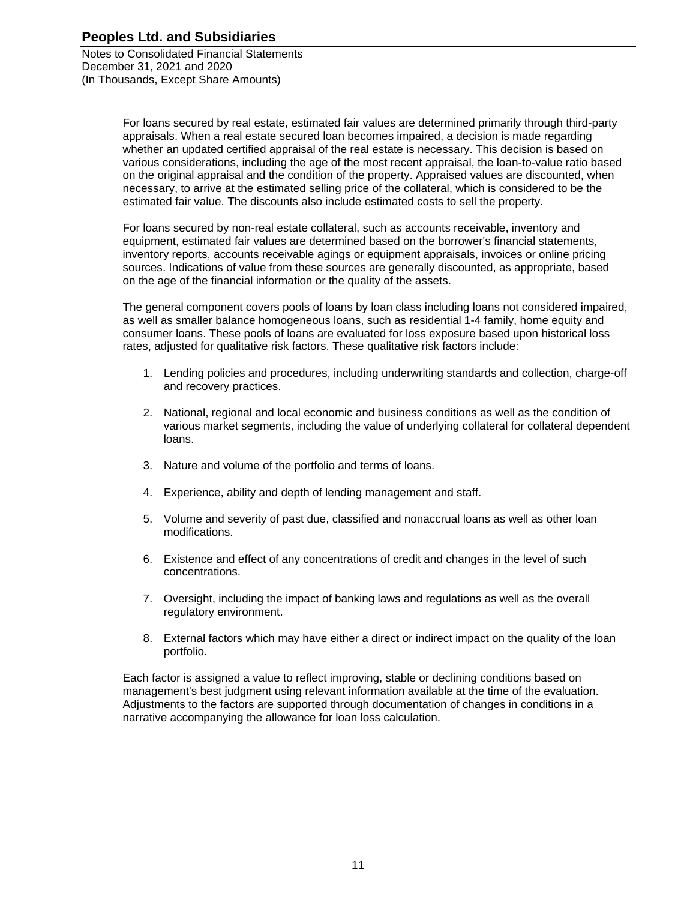For loans secured by real estate, estimated fair values are determined primarily through third-party appraisals. When a real estate secured loan becomes impaired, a decision is made regarding whether an updated certified appraisal of the real estate is necessary. This decision is based on various considerations, including the age of the most recent appraisal, the loan-to-value ratio based on the original appraisal and the condition of the property. Appraised values are discounted, when necessary, to arrive at the estimated selling price of the collateral, which is considered to be the estimated fair value. The discounts also include estimated costs to sell the property.

For loans secured by non-real estate collateral, such as accounts receivable, inventory and equipment, estimated fair values are determined based on the borrower's financial statements, inventory reports, accounts receivable agings or equipment appraisals, invoices or online pricing sources. Indications of value from these sources are generally discounted, as appropriate, based on the age of the financial information or the quality of the assets.

The general component covers pools of loans by loan class including loans not considered impaired, as well as smaller balance homogeneous loans, such as residential 1-4 family, home equity and consumer loans. These pools of loans are evaluated for loss exposure based upon historical loss rates, adjusted for qualitative risk factors. These qualitative risk factors include:

1. Lending policies and procedures, including underwriting standards and collection, charge-off and recovery practices.
2. National, regional and local economic and business conditions as well as the condition of various market segments, including the value of underlying collateral for collateral dependent loans.
3. Nature and volume of the portfolio and terms of loans.
4. Experience, ability and depth of lending management and staff.
5. Volume and severity of past due, classified and nonaccrual loans as well as other loan modifications.
6. Existence and effect of any concentrations of credit and changes in the level of such concentrations.
7. Oversight, including the impact of banking laws and regulations as well as the overall regulatory environment.
8. External factors which may have either a direct or indirect impact on the quality of the loan portfolio.

Each factor is assigned a value to reflect improving, stable or declining conditions based on management's best judgment using relevant information available at the time of the evaluation. Adjustments to the factors are supported through documentation of changes in conditions in a narrative accompanying the allowance for loan loss calculation.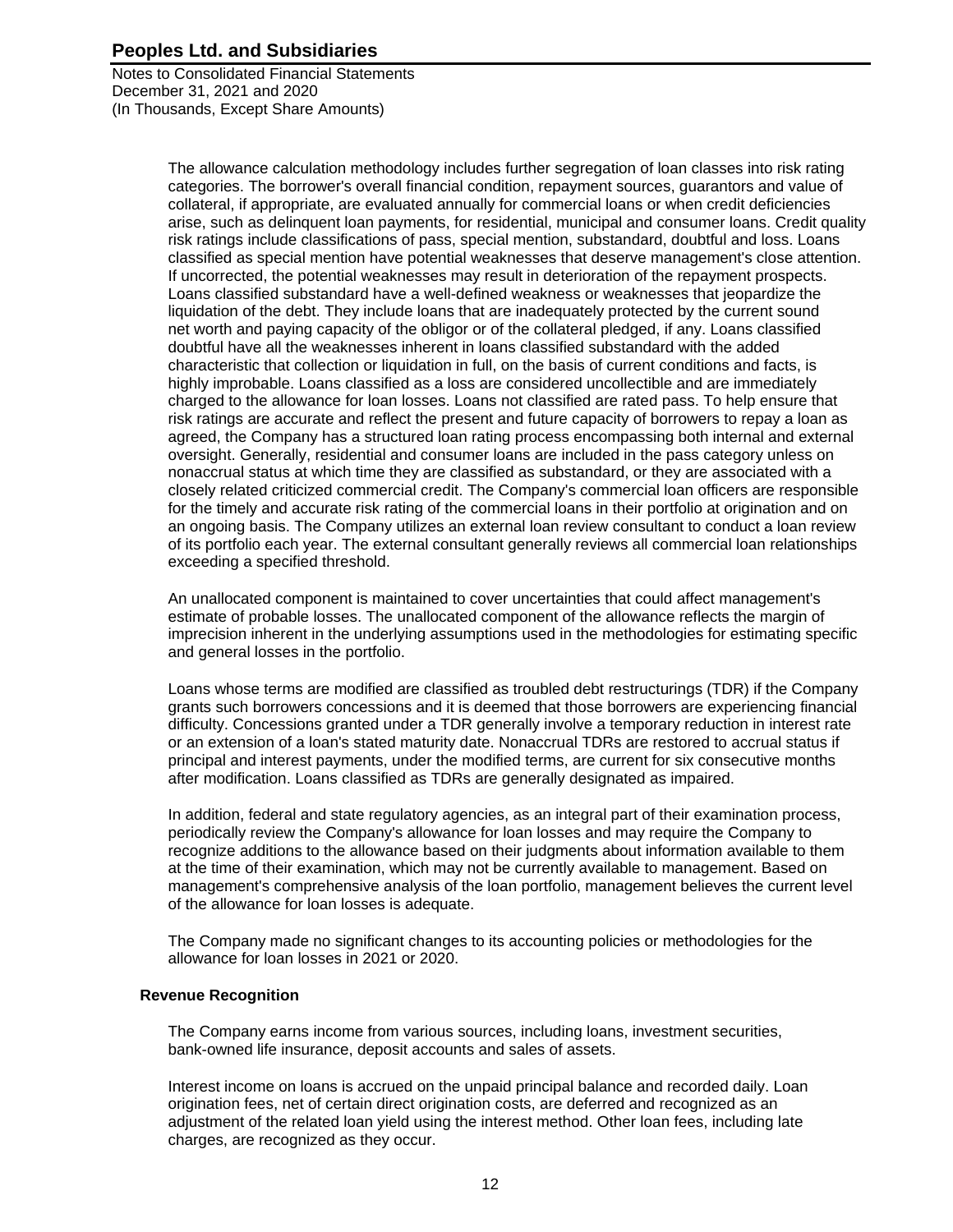The allowance calculation methodology includes further segregation of loan classes into risk rating categories. The borrower's overall financial condition, repayment sources, guarantors and value of collateral, if appropriate, are evaluated annually for commercial loans or when credit deficiencies arise, such as delinquent loan payments, for residential, municipal and consumer loans. Credit quality risk ratings include classifications of pass, special mention, substandard, doubtful and loss. Loans classified as special mention have potential weaknesses that deserve management's close attention. If uncorrected, the potential weaknesses may result in deterioration of the repayment prospects. Loans classified substandard have a well-defined weakness or weaknesses that jeopardize the liquidation of the debt. They include loans that are inadequately protected by the current sound net worth and paying capacity of the obligor or of the collateral pledged, if any. Loans classified doubtful have all the weaknesses inherent in loans classified substandard with the added characteristic that collection or liquidation in full, on the basis of current conditions and facts, is highly improbable. Loans classified as a loss are considered uncollectible and are immediately charged to the allowance for loan losses. Loans not classified are rated pass. To help ensure that risk ratings are accurate and reflect the present and future capacity of borrowers to repay a loan as agreed, the Company has a structured loan rating process encompassing both internal and external oversight. Generally, residential and consumer loans are included in the pass category unless on nonaccrual status at which time they are classified as substandard, or they are associated with a closely related criticized commercial credit. The Company's commercial loan officers are responsible for the timely and accurate risk rating of the commercial loans in their portfolio at origination and on an ongoing basis. The Company utilizes an external loan review consultant to conduct a loan review of its portfolio each year. The external consultant generally reviews all commercial loan relationships exceeding a specified threshold.

An unallocated component is maintained to cover uncertainties that could affect management's estimate of probable losses. The unallocated component of the allowance reflects the margin of imprecision inherent in the underlying assumptions used in the methodologies for estimating specific and general losses in the portfolio.

Loans whose terms are modified are classified as troubled debt restructurings (TDR) if the Company grants such borrowers concessions and it is deemed that those borrowers are experiencing financial difficulty. Concessions granted under a TDR generally involve a temporary reduction in interest rate or an extension of a loan's stated maturity date. Nonaccrual TDRs are restored to accrual status if principal and interest payments, under the modified terms, are current for six consecutive months after modification. Loans classified as TDRs are generally designated as impaired.

In addition, federal and state regulatory agencies, as an integral part of their examination process, periodically review the Company's allowance for loan losses and may require the Company to recognize additions to the allowance based on their judgments about information available to them at the time of their examination, which may not be currently available to management. Based on management's comprehensive analysis of the loan portfolio, management believes the current level of the allowance for loan losses is adequate.

The Company made no significant changes to its accounting policies or methodologies for the allowance for loan losses in 2021 or 2020.

### Revenue Recognition

The Company earns income from various sources, including loans, investment securities, bank-owned life insurance, deposit accounts and sales of assets.

Interest income on loans is accrued on the unpaid principal balance and recorded daily. Loan origination fees, net of certain direct origination costs, are deferred and recognized as an adjustment of the related loan yield using the interest method. Other loan fees, including late charges, are recognized as they occur.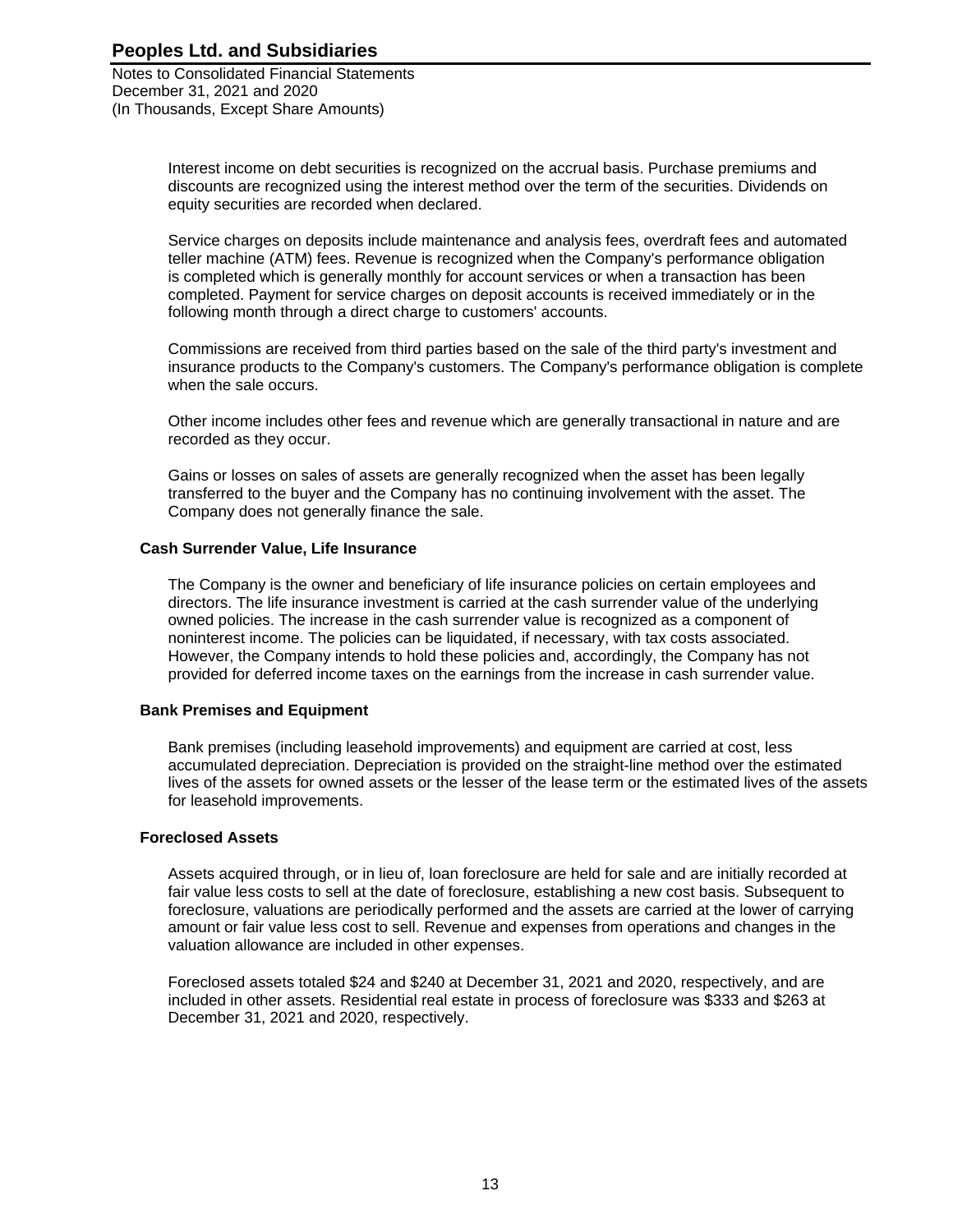Interest income on debt securities is recognized on the accrual basis. Purchase premiums and discounts are recognized using the interest method over the term of the securities. Dividends on equity securities are recorded when declared.

Service charges on deposits include maintenance and analysis fees, overdraft fees and automated teller machine (ATM) fees. Revenue is recognized when the Company's performance obligation is completed which is generally monthly for account services or when a transaction has been completed. Payment for service charges on deposit accounts is received immediately or in the following month through a direct charge to customers' accounts.

Commissions are received from third parties based on the sale of the third party's investment and insurance products to the Company's customers. The Company's performance obligation is complete when the sale occurs.

Other income includes other fees and revenue which are generally transactional in nature and are recorded as they occur.

Gains or losses on sales of assets are generally recognized when the asset has been legally transferred to the buyer and the Company has no continuing involvement with the asset. The Company does not generally finance the sale.

### Cash Surrender Value, Life Insurance

The Company is the owner and beneficiary of life insurance policies on certain employees and directors. The life insurance investment is carried at the cash surrender value of the underlying owned policies. The increase in the cash surrender value is recognized as a component of noninterest income. The policies can be liquidated, if necessary, with tax costs associated. However, the Company intends to hold these policies and, accordingly, the Company has not provided for deferred income taxes on the earnings from the increase in cash surrender value.

### Bank Premises and Equipment

Bank premises (including leasehold improvements) and equipment are carried at cost, less accumulated depreciation. Depreciation is provided on the straight-line method over the estimated lives of the assets for owned assets or the lesser of the lease term or the estimated lives of the assets for leasehold improvements.

### Foreclosed Assets

Assets acquired through, or in lieu of, loan foreclosure are held for sale and are initially recorded at fair value less costs to sell at the date of foreclosure, establishing a new cost basis. Subsequent to foreclosure, valuations are periodically performed and the assets are carried at the lower of carrying amount or fair value less cost to sell. Revenue and expenses from operations and changes in the valuation allowance are included in other expenses.

Foreclosed assets totaled $24 and $240 at December 31, 2021 and 2020, respectively, and are included in other assets. Residential real estate in process of foreclosure was $333 and $263 at December 31, 2021 and 2020, respectively.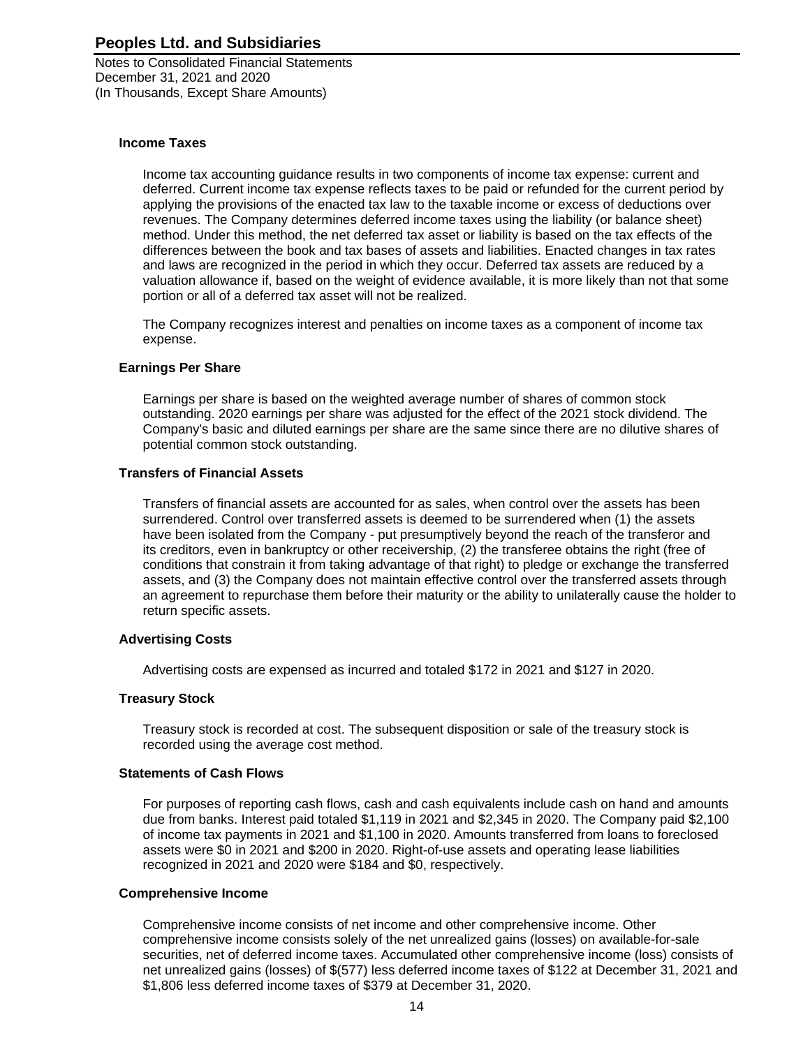**Income Taxes**

Income tax accounting guidance results in two components of income tax expense: current and deferred. Current income tax expense reflects taxes to be paid or refunded for the current period by applying the provisions of the enacted tax law to the taxable income or excess of deductions over revenues. The Company determines deferred income taxes using the liability (or balance sheet) method. Under this method, the net deferred tax asset or liability is based on the tax effects of the differences between the book and tax bases of assets and liabilities. Enacted changes in tax rates and laws are recognized in the period in which they occur. Deferred tax assets are reduced by a valuation allowance if, based on the weight of evidence available, it is more likely than not that some portion or all of a deferred tax asset will not be realized.

The Company recognizes interest and penalties on income taxes as a component of income tax expense.

**Earnings Per Share**

Earnings per share is based on the weighted average number of shares of common stock outstanding. 2020 earnings per share was adjusted for the effect of the 2021 stock dividend. The Company's basic and diluted earnings per share are the same since there are no dilutive shares of potential common stock outstanding.

**Transfers of Financial Assets**

Transfers of financial assets are accounted for as sales, when control over the assets has been surrendered. Control over transferred assets is deemed to be surrendered when (1) the assets have been isolated from the Company - put presumptively beyond the reach of the transferor and its creditors, even in bankruptcy or other receivership, (2) the transferee obtains the right (free of conditions that constrain it from taking advantage of that right) to pledge or exchange the transferred assets, and (3) the Company does not maintain effective control over the transferred assets through an agreement to repurchase them before their maturity or the ability to unilaterally cause the holder to return specific assets.

**Advertising Costs**

Advertising costs are expensed as incurred and totaled $172 in 2021 and $127 in 2020.

**Treasury Stock**

Treasury stock is recorded at cost. The subsequent disposition or sale of the treasury stock is recorded using the average cost method.

**Statements of Cash Flows**

For purposes of reporting cash flows, cash and cash equivalents include cash on hand and amounts due from banks. Interest paid totaled $1,119 in 2021 and $2,345 in 2020. The Company paid $2,100 of income tax payments in 2021 and $1,100 in 2020. Amounts transferred from loans to foreclosed assets were $0 in 2021 and $200 in 2020. Right-of-use assets and operating lease liabilities recognized in 2021 and 2020 were $184 and $0, respectively.

**Comprehensive Income**

Comprehensive income consists of net income and other comprehensive income. Other comprehensive income consists solely of the net unrealized gains (losses) on available-for-sale securities, net of deferred income taxes. Accumulated other comprehensive income (loss) consists of net unrealized gains (losses) of $(577) less deferred income taxes of $122 at December 31, 2021 and $1,806 less deferred income taxes of $379 at December 31, 2020.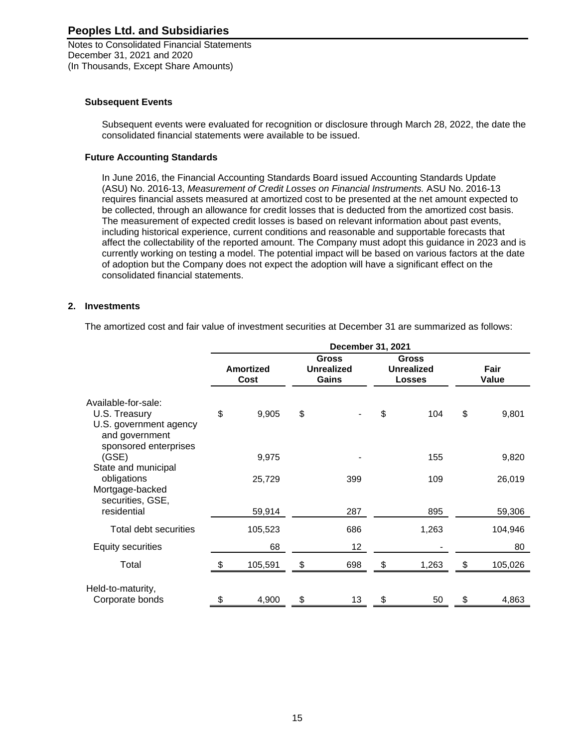### Subsequent Events

Subsequent events were evaluated for recognition or disclosure through March 28, 2022, the date the consolidated financial statements were available to be issued.

### Future Accounting Standards

In June 2016, the Financial Accounting Standards Board issued Accounting Standards Update (ASU) No. 2016-13, *Measurement of Credit Losses on Financial Instruments.* ASU No. 2016-13 requires financial assets measured at amortized cost to be presented at the net amount expected to be collected, through an allowance for credit losses that is deducted from the amortized cost basis. The measurement of expected credit losses is based on relevant information about past events, including historical experience, current conditions and reasonable and supportable forecasts that affect the collectability of the reported amount. The Company must adopt this guidance in 2023 and is currently working on testing a model. The potential impact will be based on various factors at the date of adoption but the Company does not expect the adoption will have a significant effect on the consolidated financial statements.

## 2. Investments

The amortized cost and fair value of investment securities at December 31 are summarized as follows:

| | December 31, 2021 | | | |
|---|---|---|---|---|
| | Amortized Cost | Gross Unrealized Gains | Gross Unrealized Losses | Fair Value |
| Available-for-sale: | | | | |
| U.S. Treasury | $ 9,905 | $ - | $ 104 | $ 9,801 |
| U.S. government agency and government sponsored enterprises (GSE) | 9,975 | - | 155 | 9,820 |
| State and municipal obligations | 25,729 | 399 | 109 | 26,019 |
| Mortgage-backed securities, GSE, residential | 59,914 | 287 | 895 | 59,306 |
| Total debt securities | 105,523 | 686 | 1,263 | 104,946 |
| Equity securities | 68 | 12 | - | 80 |
| Total | $ 105,591 | $ 698 | $ 1,263 | $ 105,026 |
| Held-to-maturity, Corporate bonds | $ 4,900 | $ 13 | $ 50 | $ 4,863 |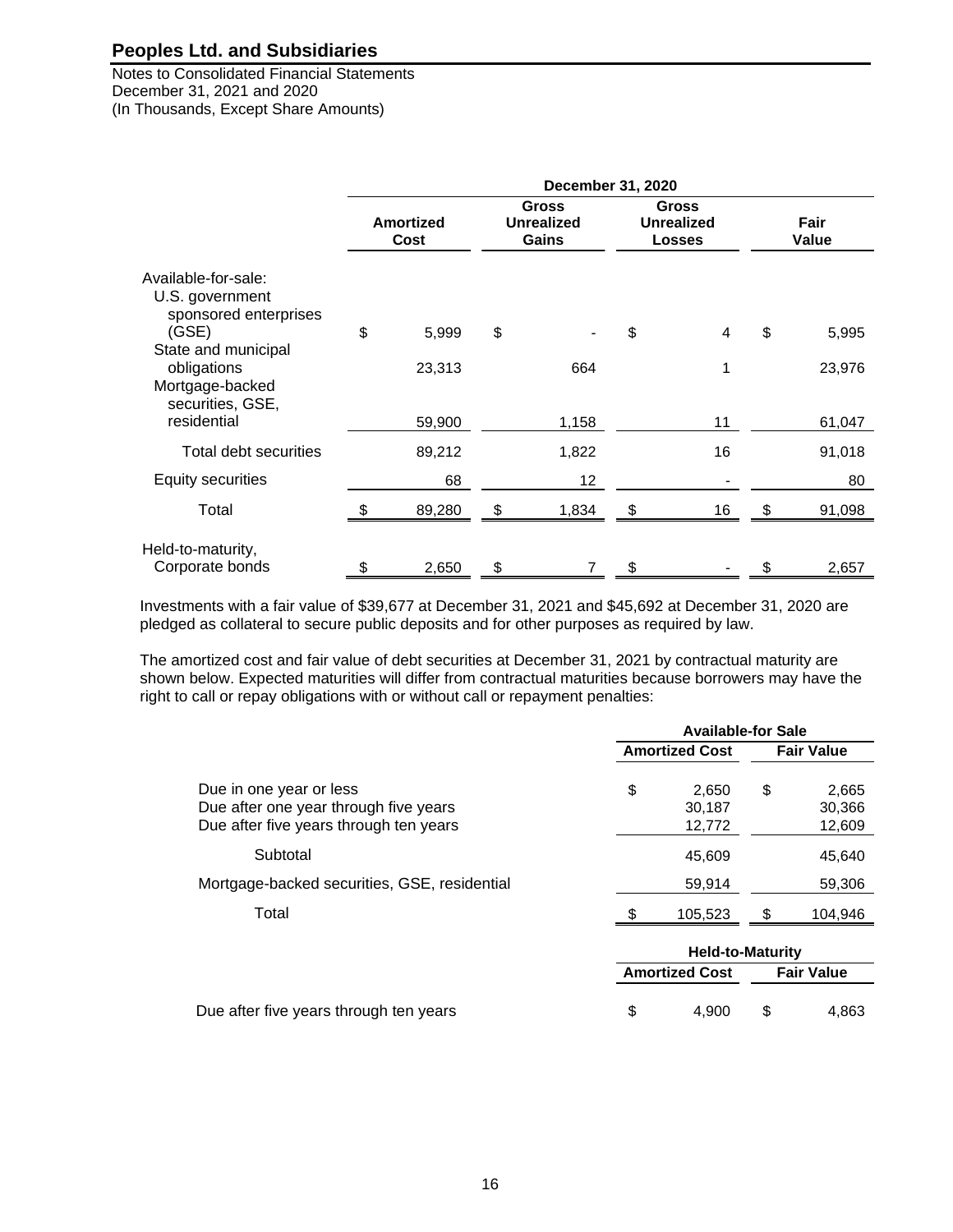| | December 31, 2020 | | | |
|---|---|---|---|---|
| | Amortized Cost | Gross Unrealized Gains | Gross Unrealized Losses | Fair Value |
| Available-for-sale: | | | | |
| U.S. government sponsored enterprises (GSE) | $ 5,999 | $ - | $ 4 | $ 5,995 |
| State and municipal obligations | 23,313 | 664 | 1 | 23,976 |
| Mortgage-backed securities, GSE, residential | 59,900 | 1,158 | 11 | 61,047 |
| Total debt securities | 89,212 | 1,822 | 16 | 91,018 |
| Equity securities | 68 | 12 | - | 80 |
| Total | $ 89,280 | $ 1,834 | $ 16 | $ 91,098 |
| Held-to-maturity, Corporate bonds | $ 2,650 | $ 7 | $ - | $ 2,657 |

Investments with a fair value of $39,677 at December 31, 2021 and $45,692 at December 31, 2020 are pledged as collateral to secure public deposits and for other purposes as required by law.

The amortized cost and fair value of debt securities at December 31, 2021 by contractual maturity are shown below. Expected maturities will differ from contractual maturities because borrowers may have the right to call or repay obligations with or without call or repayment penalties:

| | Available-for Sale | |
|---|---|---|
| | Amortized Cost | Fair Value |
| Due in one year or less | $ 2,650 | $ 2,665 |
| Due after one year through five years | 30,187 | 30,366 |
| Due after five years through ten years | 12,772 | 12,609 |
| Subtotal | 45,609 | 45,640 |
| Mortgage-backed securities, GSE, residential | 59,914 | 59,306 |
| Total | $ 105,523 | $ 104,946 |

| | Held-to-Maturity | |
|---|---|---|
| | Amortized Cost | Fair Value |
| Due after five years through ten years | $ 4,900 | $ 4,863 |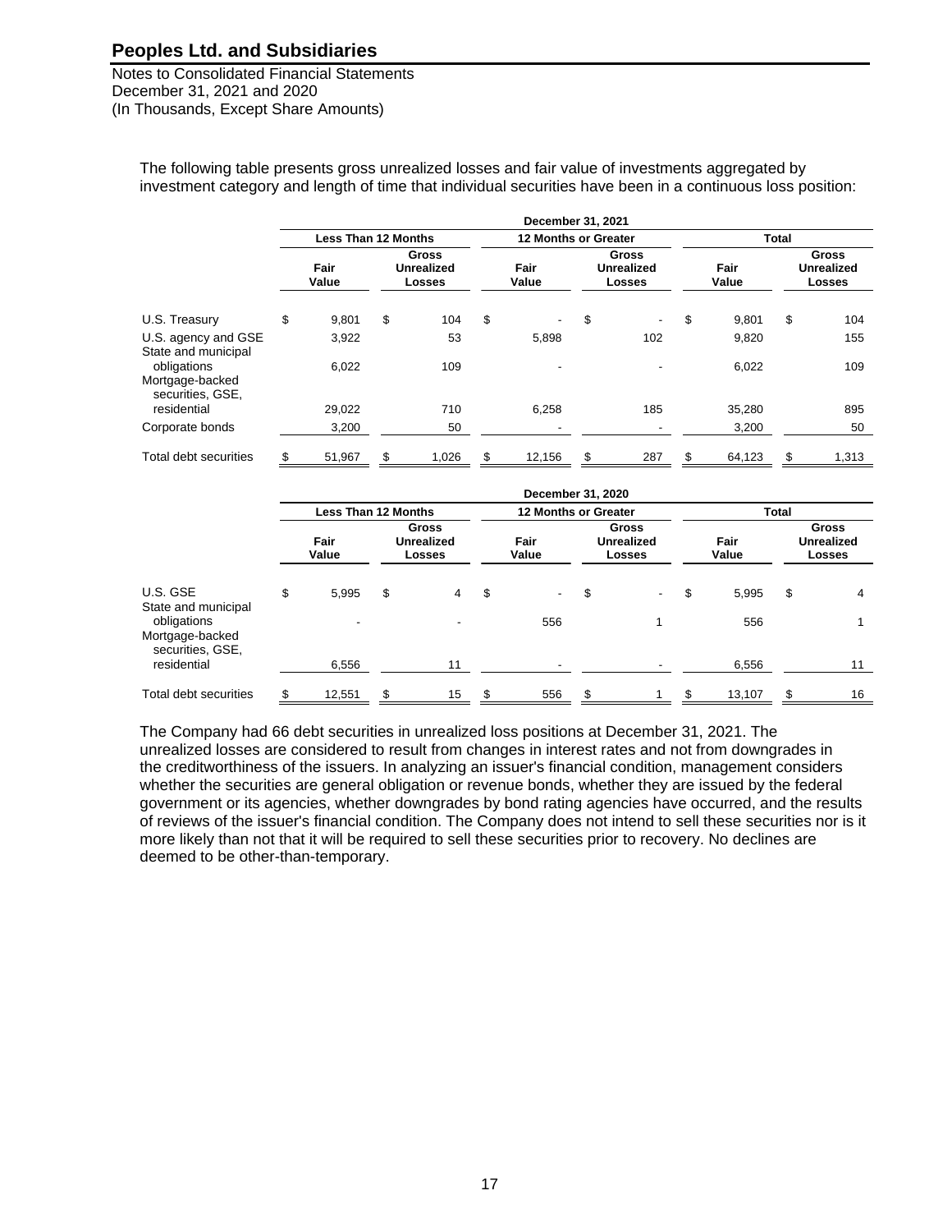The following table presents gross unrealized losses and fair value of investments aggregated by investment category and length of time that individual securities have been in a continuous loss position:

| | December 31, 2021 | | | | | |
|---|---|---|---|---|---|---|
| | Less Than 12 Months | | 12 Months or Greater | | Total | |
| | Fair Value | Gross Unrealized Losses | Fair Value | Gross Unrealized Losses | Fair Value | Gross Unrealized Losses |
| U.S. Treasury | $ 9,801 | $ 104 | $ - | $ - | $ 9,801 | $ 104 |
| U.S. agency and GSE | 3,922 | 53 | 5,898 | 102 | 9,820 | 155 |
| State and municipal obligations | 6,022 | 109 | - | - | 6,022 | 109 |
| Mortgage-backed securities, GSE, residential | 29,022 | 710 | 6,258 | 185 | 35,280 | 895 |
| Corporate bonds | 3,200 | 50 | - | - | 3,200 | 50 |
| Total debt securities | $ 51,967 | $ 1,026 | $ 12,156 | $ 287 | $ 64,123 | $ 1,313 |

| | December 31, 2020 | | | | | |
|---|---|---|---|---|---|---|
| | Less Than 12 Months | | 12 Months or Greater | | Total | |
| | Fair Value | Gross Unrealized Losses | Fair Value | Gross Unrealized Losses | Fair Value | Gross Unrealized Losses |
| U.S. GSE | $ 5,995 | $ 4 | $ - | $ - | $ 5,995 | $ 4 |
| State and municipal obligations | - | - | 556 | 1 | 556 | 1 |
| Mortgage-backed securities, GSE, residential | 6,556 | 11 | - | - | 6,556 | 11 |
| Total debt securities | $ 12,551 | $ 15 | $ 556 | $ 1 | $ 13,107 | $ 16 |

The Company had 66 debt securities in unrealized loss positions at December 31, 2021. The unrealized losses are considered to result from changes in interest rates and not from downgrades in the creditworthiness of the issuers. In analyzing an issuer's financial condition, management considers whether the securities are general obligation or revenue bonds, whether they are issued by the federal government or its agencies, whether downgrades by bond rating agencies have occurred, and the results of reviews of the issuer's financial condition. The Company does not intend to sell these securities nor is it more likely than not that it will be required to sell these securities prior to recovery. No declines are deemed to be other-than-temporary.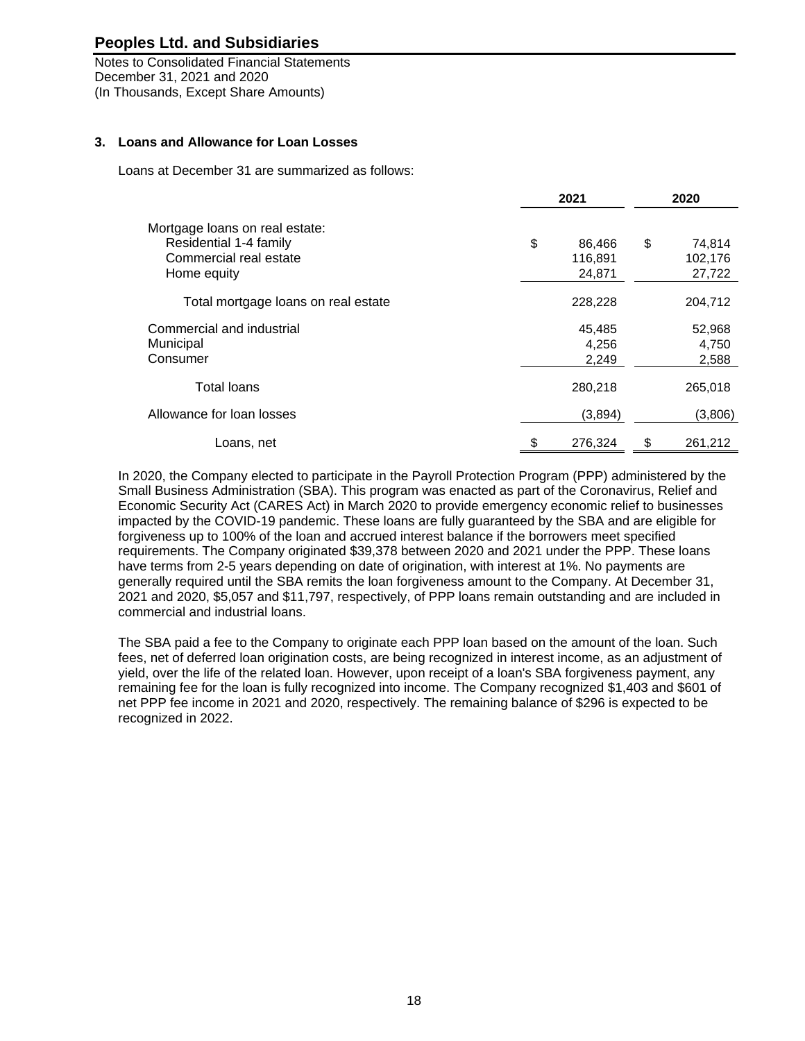# Peoples Ltd. and Subsidiaries

Notes to Consolidated Financial Statements
December 31, 2021 and 2020
(In Thousands, Except Share Amounts)

## 3. Loans and Allowance for Loan Losses

Loans at December 31 are summarized as follows:

| | 2021 | 2020 |
|---|---|---|
| Mortgage loans on real estate: | | |
| Residential 1-4 family | $ 86,466 | $ 74,814 |
| Commercial real estate | 116,891 | 102,176 |
| Home equity | 24,871 | 27,722 |
| Total mortgage loans on real estate | 228,228 | 204,712 |
| Commercial and industrial | 45,485 | 52,968 |
| Municipal | 4,256 | 4,750 |
| Consumer | 2,249 | 2,588 |
| Total loans | 280,218 | 265,018 |
| Allowance for loan losses | (3,894) | (3,806) |
| Loans, net | $ 276,324 | $ 261,212 |

In 2020, the Company elected to participate in the Payroll Protection Program (PPP) administered by the Small Business Administration (SBA). This program was enacted as part of the Coronavirus, Relief and Economic Security Act (CARES Act) in March 2020 to provide emergency economic relief to businesses impacted by the COVID-19 pandemic. These loans are fully guaranteed by the SBA and are eligible for forgiveness up to 100% of the loan and accrued interest balance if the borrowers meet specified requirements. The Company originated $39,378 between 2020 and 2021 under the PPP. These loans have terms from 2-5 years depending on date of origination, with interest at 1%. No payments are generally required until the SBA remits the loan forgiveness amount to the Company. At December 31, 2021 and 2020, $5,057 and $11,797, respectively, of PPP loans remain outstanding and are included in commercial and industrial loans.

The SBA paid a fee to the Company to originate each PPP loan based on the amount of the loan. Such fees, net of deferred loan origination costs, are being recognized in interest income, as an adjustment of yield, over the life of the related loan. However, upon receipt of a loan's SBA forgiveness payment, any remaining fee for the loan is fully recognized into income. The Company recognized $1,403 and $601 of net PPP fee income in 2021 and 2020, respectively. The remaining balance of $296 is expected to be recognized in 2022.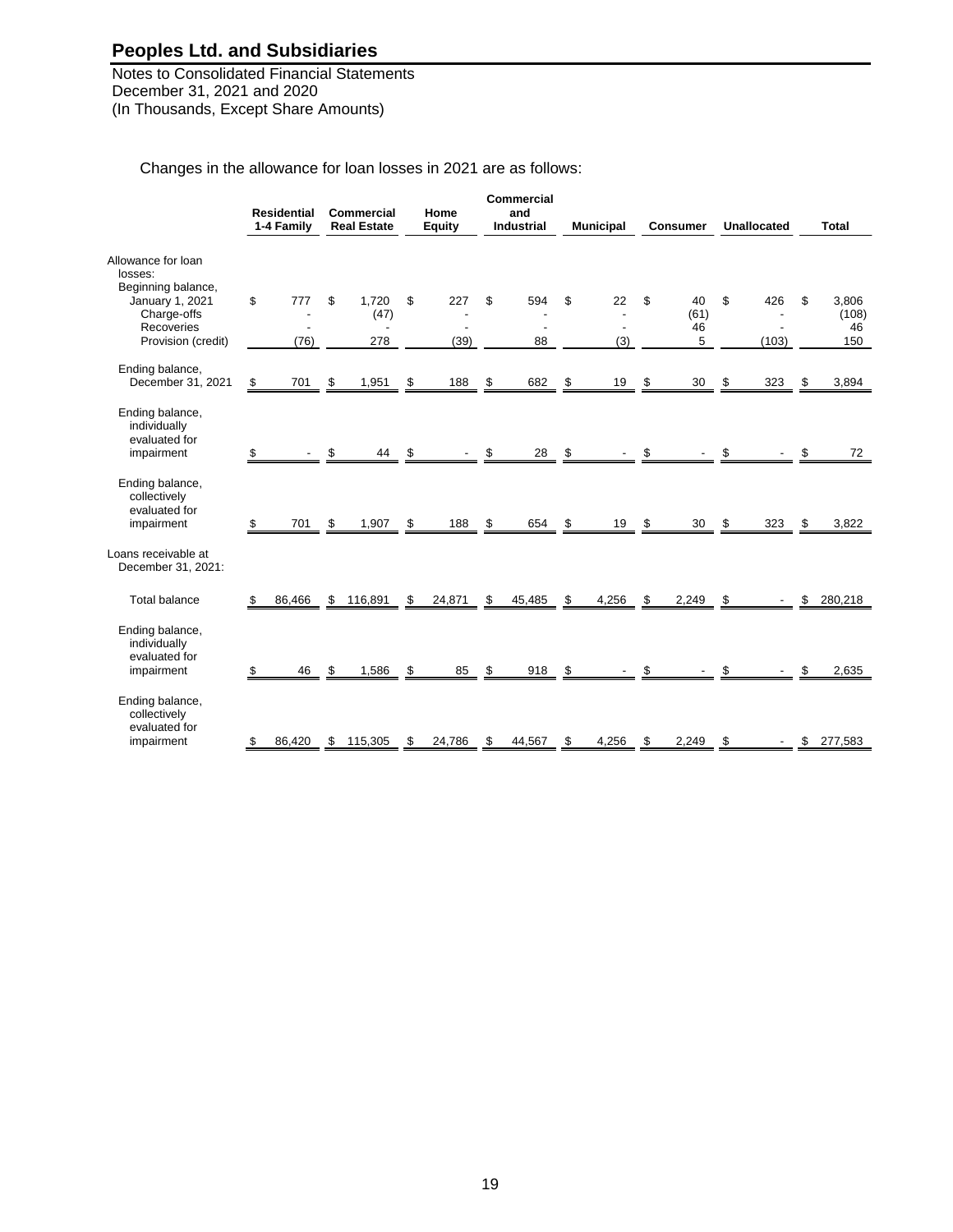# Peoples Ltd. and Subsidiaries

Notes to Consolidated Financial Statements
December 31, 2021 and 2020
(In Thousands, Except Share Amounts)

Changes in the allowance for loan losses in 2021 are as follows:

| | Residential 1-4 Family | Commercial Real Estate | Home Equity | Commercial and Industrial | Municipal | Consumer | Unallocated | Total |
|---|---|---|---|---|---|---|---|---|
| **Allowance for loan losses:** | | | | | | | | |
| Beginning balance, January 1, 2021 | $ 777 | $ 1,720 | $ 227 | $ 594 | $ 22 | $ 40 | $ 426 | $ 3,806 |
| Charge-offs | - | (47) | - | - | - | (61) | - | (108) |
| Recoveries | - | - | - | - | - | 46 | - | 46 |
| Provision (credit) | (76) | 278 | (39) | 88 | (3) | 5 | (103) | 150 |
| Ending balance, December 31, 2021 | $ 701 | $ 1,951 | $ 188 | $ 682 | $ 19 | $ 30 | $ 323 | $ 3,894 |
| Ending balance, individually evaluated for impairment | $ - | $ 44 | $ - | $ 28 | $ - | $ - | $ - | $ 72 |
| Ending balance, collectively evaluated for impairment | $ 701 | $ 1,907 | $ 188 | $ 654 | $ 19 | $ 30 | $ 323 | $ 3,822 |
| **Loans receivable at December 31, 2021:** | | | | | | | | |
| Total balance | $ 86,466 | $ 116,891 | $ 24,871 | $ 45,485 | $ 4,256 | $ 2,249 | $ - | $ 280,218 |
| Ending balance, individually evaluated for impairment | $ 46 | $ 1,586 | $ 85 | $ 918 | $ - | $ - | $ - | $ 2,635 |
| Ending balance, collectively evaluated for impairment | $ 86,420 | $ 115,305 | $ 24,786 | $ 44,567 | $ 4,256 | $ 2,249 | $ - | $ 277,583 |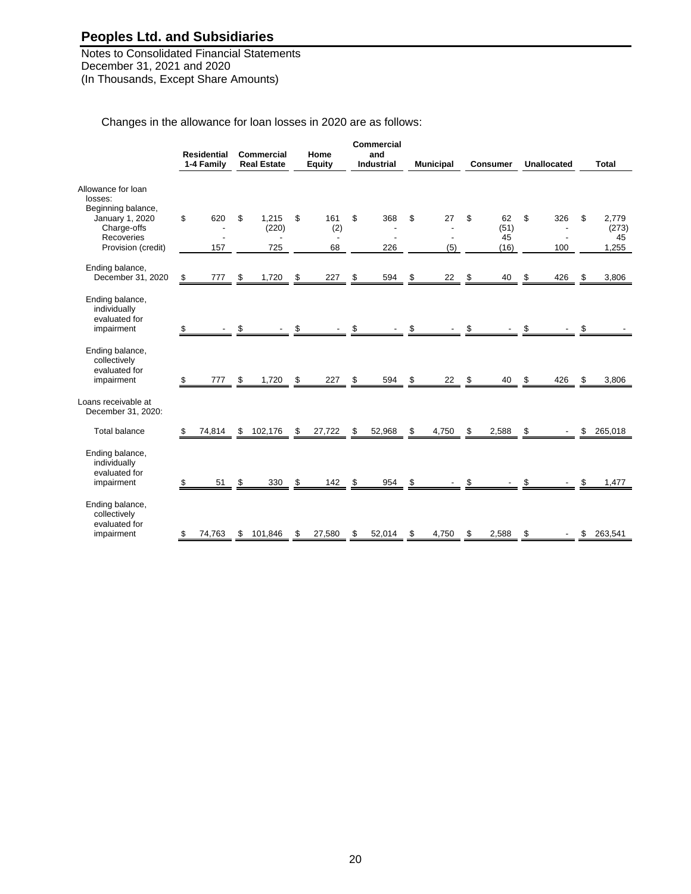Changes in the allowance for loan losses in 2020 are as follows:

| | Residential 1-4 Family | Commercial Real Estate | Home Equity | Commercial and Industrial | Municipal | Consumer | Unallocated | Total |
|---|---|---|---|---|---|---|---|---|
| Allowance for loan losses: | | | | | | | | |
| Beginning balance, January 1, 2020 | $ 620 | $ 1,215 | $ 161 | $ 368 | $ 27 | $ 62 | $ 326 | $ 2,779 |
| Charge-offs | - | (220) | (2) | - | - | (51) | - | (273) |
| Recoveries | - | - | - | - | - | 45 | - | 45 |
| Provision (credit) | 157 | 725 | 68 | 226 | (5) | (16) | 100 | 1,255 |
| Ending balance, December 31, 2020 | $ 777 | $ 1,720 | $ 227 | $ 594 | $ 22 | $ 40 | $ 426 | $ 3,806 |
| Ending balance, individually evaluated for impairment | $ - | $ - | $ - | $ - | $ - | $ - | $ - | $ - |
| Ending balance, collectively evaluated for impairment | $ 777 | $ 1,720 | $ 227 | $ 594 | $ 22 | $ 40 | $ 426 | $ 3,806 |
| Loans receivable at December 31, 2020: | | | | | | | | |
| Total balance | $ 74,814 | $ 102,176 | $ 27,722 | $ 52,968 | $ 4,750 | $ 2,588 | $ - | $ 265,018 |
| Ending balance, individually evaluated for impairment | $ 51 | $ 330 | $ 142 | $ 954 | $ - | $ - | $ - | $ 1,477 |
| Ending balance, collectively evaluated for impairment | $ 74,763 | $ 101,846 | $ 27,580 | $ 52,014 | $ 4,750 | $ 2,588 | $ - | $ 263,541 |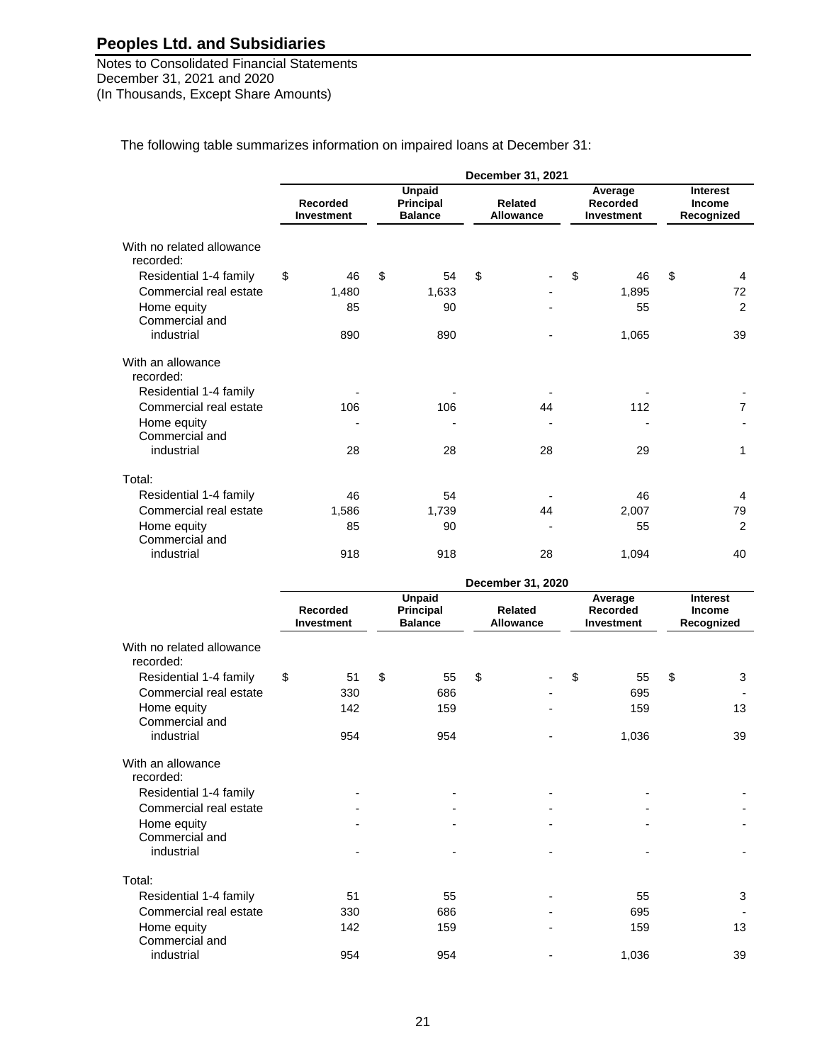The following table summarizes information on impaired loans at December 31:

| | December 31, 2021 | | | | |
|---|---|---|---|---|---|
| | Recorded Investment | Unpaid Principal Balance | Related Allowance | Average Recorded Investment | Interest Income Recognized |
| **With no related allowance recorded:** | | | | | |
| Residential 1-4 family | $ 46 | $ 54 | $ - | $ 46 | $ 4 |
| Commercial real estate | 1,480 | 1,633 | - | 1,895 | 72 |
| Home equity | 85 | 90 | - | 55 | 2 |
| Commercial and industrial | 890 | 890 | - | 1,065 | 39 |
| **With an allowance recorded:** | | | | | |
| Residential 1-4 family | - | - | - | - | - |
| Commercial real estate | 106 | 106 | 44 | 112 | 7 |
| Home equity | - | - | - | - | - |
| Commercial and industrial | 28 | 28 | 28 | 29 | 1 |
| **Total:** | | | | | |
| Residential 1-4 family | 46 | 54 | - | 46 | 4 |
| Commercial real estate | 1,586 | 1,739 | 44 | 2,007 | 79 |
| Home equity | 85 | 90 | - | 55 | 2 |
| Commercial and industrial | 918 | 918 | 28 | 1,094 | 40 |

| | December 31, 2020 | | | | |
|---|---|---|---|---|---|
| | Recorded Investment | Unpaid Principal Balance | Related Allowance | Average Recorded Investment | Interest Income Recognized |
| **With no related allowance recorded:** | | | | | |
| Residential 1-4 family | $ 51 | $ 55 | $ - | $ 55 | $ 3 |
| Commercial real estate | 330 | 686 | - | 695 | - |
| Home equity | 142 | 159 | - | 159 | 13 |
| Commercial and industrial | 954 | 954 | - | 1,036 | 39 |
| **With an allowance recorded:** | | | | | |
| Residential 1-4 family | - | - | - | - | - |
| Commercial real estate | - | - | - | - | - |
| Home equity | - | - | - | - | - |
| Commercial and industrial | - | - | - | - | - |
| **Total:** | | | | | |
| Residential 1-4 family | 51 | 55 | - | 55 | 3 |
| Commercial real estate | 330 | 686 | - | 695 | - |
| Home equity | 142 | 159 | - | 159 | 13 |
| Commercial and industrial | 954 | 954 | - | 1,036 | 39 |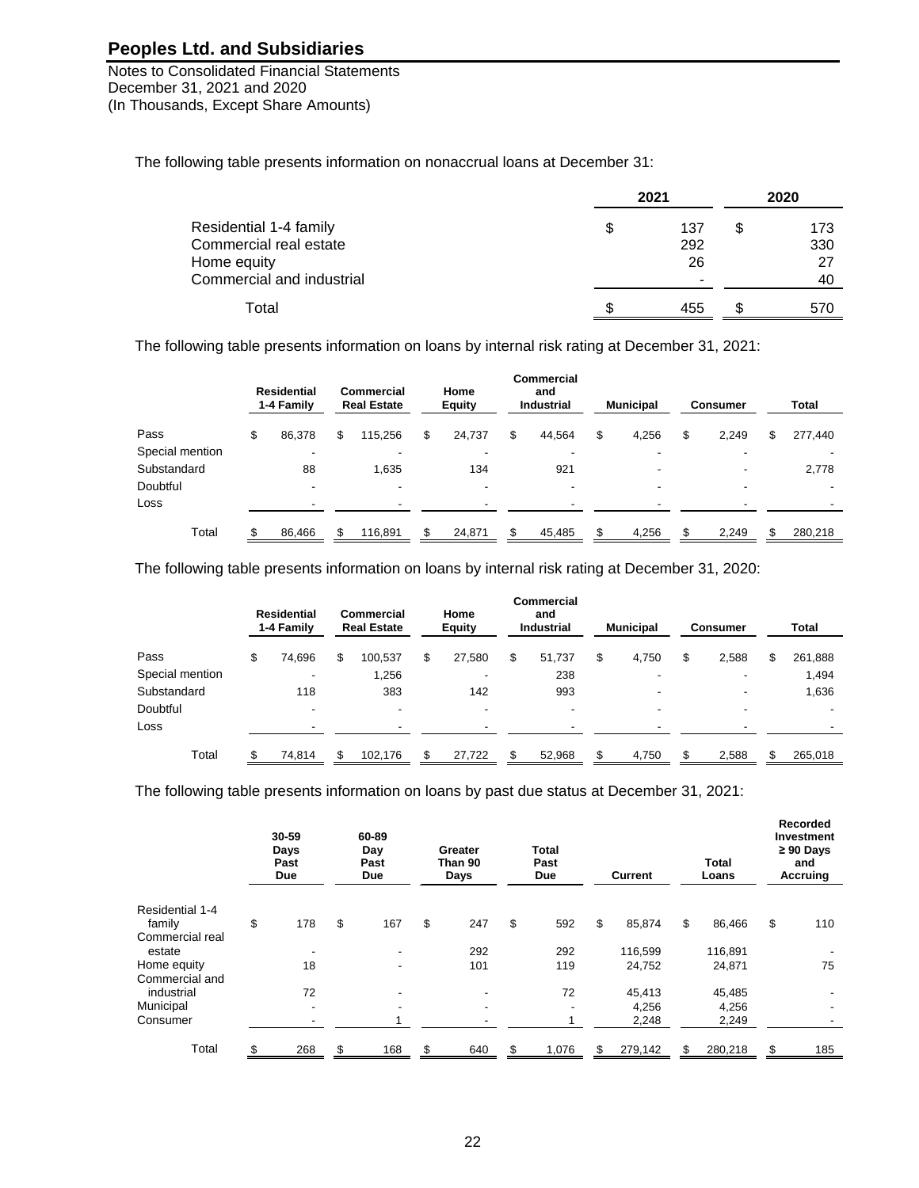The following table presents information on nonaccrual loans at December 31:

| | 2021 | 2020 |
|---|---|---|
| Residential 1-4 family | $ 137 | $ 173 |
| Commercial real estate | 292 | 330 |
| Home equity | 26 | 27 |
| Commercial and industrial | - | 40 |
| Total | $ 455 | $ 570 |

The following table presents information on loans by internal risk rating at December 31, 2021:

| | Residential 1-4 Family | Commercial Real Estate | Home Equity | Commercial and Industrial | Municipal | Consumer | Total |
|---|---|---|---|---|---|---|---|
| Pass | $ 86,378 | $ 115,256 | $ 24,737 | $ 44,564 | $ 4,256 | $ 2,249 | $ 277,440 |
| Special mention | - | - | - | - | - | - | - |
| Substandard | 88 | 1,635 | 134 | 921 | - | - | 2,778 |
| Doubtful | - | - | - | - | - | - | - |
| Loss | - | - | - | - | - | - | - |
| Total | $ 86,466 | $ 116,891 | $ 24,871 | $ 45,485 | $ 4,256 | $ 2,249 | $ 280,218 |

The following table presents information on loans by internal risk rating at December 31, 2020:

| | Residential 1-4 Family | Commercial Real Estate | Home Equity | Commercial and Industrial | Municipal | Consumer | Total |
|---|---|---|---|---|---|---|---|
| Pass | $ 74,696 | $ 100,537 | $ 27,580 | $ 51,737 | $ 4,750 | $ 2,588 | $ 261,888 |
| Special mention | - | 1,256 | - | 238 | - | - | 1,494 |
| Substandard | 118 | 383 | 142 | 993 | - | - | 1,636 |
| Doubtful | - | - | - | - | - | - | - |
| Loss | - | - | - | - | - | - | - |
| Total | $ 74,814 | $ 102,176 | $ 27,722 | $ 52,968 | $ 4,750 | $ 2,588 | $ 265,018 |

The following table presents information on loans by past due status at December 31, 2021:

| | 30-59 Days Past Due | 60-89 Day Past Due | Greater Than 90 Days | Total Past Due | Current | Total Loans | Recorded Investment ≥ 90 Days and Accruing |
|---|---|---|---|---|---|---|---|
| Residential 1-4 family | $ 178 | $ 167 | $ 247 | $ 592 | $ 85,874 | $ 86,466 | $ 110 |
| Commercial real estate | - | - | 292 | 292 | 116,599 | 116,891 | - |
| Home equity | 18 | - | 101 | 119 | 24,752 | 24,871 | 75 |
| Commercial and industrial | 72 | - | - | 72 | 45,413 | 45,485 | - |
| Municipal | - | - | - | - | 4,256 | 4,256 | - |
| Consumer | - | 1 | - | 1 | 2,248 | 2,249 | - |
| Total | $ 268 | $ 168 | $ 640 | $ 1,076 | $ 279,142 | $ 280,218 | $ 185 |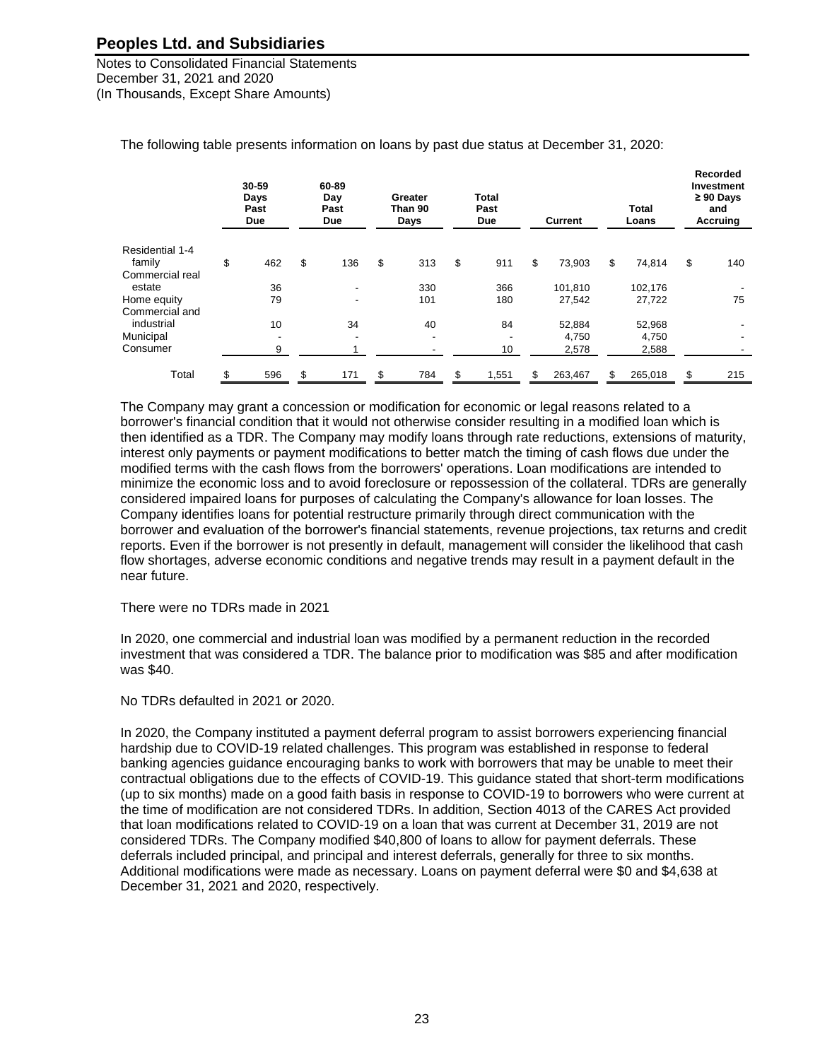The following table presents information on loans by past due status at December 31, 2020:

| | 30-59 Days Past Due | 60-89 Day Past Due | Greater Than 90 Days | Total Past Due | Current | Total Loans | Recorded Investment ≥ 90 Days and Accruing |
|---|---|---|---|---|---|---|---|
| Residential 1-4 family | $ 462 | $ 136 | $ 313 | $ 911 | $ 73,903 | $ 74,814 | $ 140 |
| Commercial real estate | 36 | - | 330 | 366 | 101,810 | 102,176 | - |
| Home equity | 79 | - | 101 | 180 | 27,542 | 27,722 | 75 |
| Commercial and industrial | 10 | 34 | 40 | 84 | 52,884 | 52,968 | - |
| Municipal | - | - | - | - | 4,750 | 4,750 | - |
| Consumer | 9 | 1 | - | 10 | 2,578 | 2,588 | - |
| Total | $ 596 | $ 171 | $ 784 | $ 1,551 | $ 263,467 | $ 265,018 | $ 215 |

The Company may grant a concession or modification for economic or legal reasons related to a borrower's financial condition that it would not otherwise consider resulting in a modified loan which is then identified as a TDR. The Company may modify loans through rate reductions, extensions of maturity, interest only payments or payment modifications to better match the timing of cash flows due under the modified terms with the cash flows from the borrowers' operations. Loan modifications are intended to minimize the economic loss and to avoid foreclosure or repossession of the collateral. TDRs are generally considered impaired loans for purposes of calculating the Company's allowance for loan losses. The Company identifies loans for potential restructure primarily through direct communication with the borrower and evaluation of the borrower's financial statements, revenue projections, tax returns and credit reports. Even if the borrower is not presently in default, management will consider the likelihood that cash flow shortages, adverse economic conditions and negative trends may result in a payment default in the near future.

There were no TDRs made in 2021

In 2020, one commercial and industrial loan was modified by a permanent reduction in the recorded investment that was considered a TDR. The balance prior to modification was $85 and after modification was $40.

No TDRs defaulted in 2021 or 2020.

In 2020, the Company instituted a payment deferral program to assist borrowers experiencing financial hardship due to COVID-19 related challenges. This program was established in response to federal banking agencies guidance encouraging banks to work with borrowers that may be unable to meet their contractual obligations due to the effects of COVID-19. This guidance stated that short-term modifications (up to six months) made on a good faith basis in response to COVID-19 to borrowers who were current at the time of modification are not considered TDRs. In addition, Section 4013 of the CARES Act provided that loan modifications related to COVID-19 on a loan that was current at December 31, 2019 are not considered TDRs. The Company modified $40,800 of loans to allow for payment deferrals. These deferrals included principal, and principal and interest deferrals, generally for three to six months. Additional modifications were made as necessary. Loans on payment deferral were $0 and $4,638 at December 31, 2021 and 2020, respectively.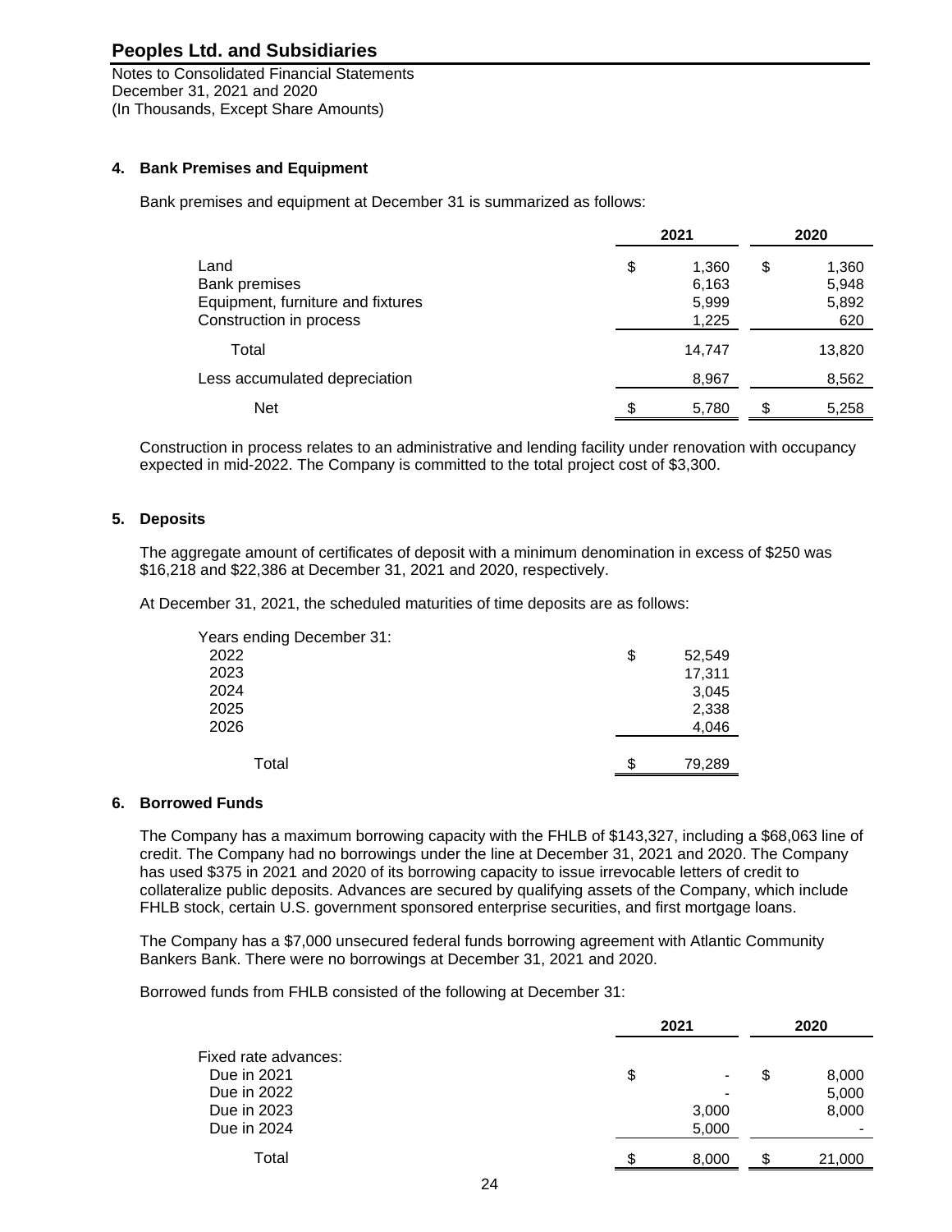# Peoples Ltd. and Subsidiaries

Notes to Consolidated Financial Statements
December 31, 2021 and 2020
(In Thousands, Except Share Amounts)

## 4. Bank Premises and Equipment

Bank premises and equipment at December 31 is summarized as follows:

| | 2021 | 2020 |
|---|---|---|
| Land | $ 1,360 | $ 1,360 |
| Bank premises | 6,163 | 5,948 |
| Equipment, furniture and fixtures | 5,999 | 5,892 |
| Construction in process | 1,225 | 620 |
| Total | 14,747 | 13,820 |
| Less accumulated depreciation | 8,967 | 8,562 |
| Net | $ 5,780 | $ 5,258 |

Construction in process relates to an administrative and lending facility under renovation with occupancy expected in mid-2022. The Company is committed to the total project cost of $3,300.

## 5. Deposits

The aggregate amount of certificates of deposit with a minimum denomination in excess of $250 was $16,218 and $22,386 at December 31, 2021 and 2020, respectively.

At December 31, 2021, the scheduled maturities of time deposits are as follows:

| Years ending December 31: | |
|---|---|
| 2022 | $ 52,549 |
| 2023 | 17,311 |
| 2024 | 3,045 |
| 2025 | 2,338 |
| 2026 | 4,046 |
| Total | $ 79,289 |

## 6. Borrowed Funds

The Company has a maximum borrowing capacity with the FHLB of $143,327, including a $68,063 line of credit. The Company had no borrowings under the line at December 31, 2021 and 2020. The Company has used $375 in 2021 and 2020 of its borrowing capacity to issue irrevocable letters of credit to collateralize public deposits. Advances are secured by qualifying assets of the Company, which include FHLB stock, certain U.S. government sponsored enterprise securities, and first mortgage loans.

The Company has a $7,000 unsecured federal funds borrowing agreement with Atlantic Community Bankers Bank. There were no borrowings at December 31, 2021 and 2020.

Borrowed funds from FHLB consisted of the following at December 31:

| | 2021 | 2020 |
|---|---|---|
| Fixed rate advances: | | |
| Due in 2021 | $ - | $ 8,000 |
| Due in 2022 | - | 5,000 |
| Due in 2023 | 3,000 | 8,000 |
| Due in 2024 | 5,000 | - |
| Total | $ 8,000 | $ 21,000 |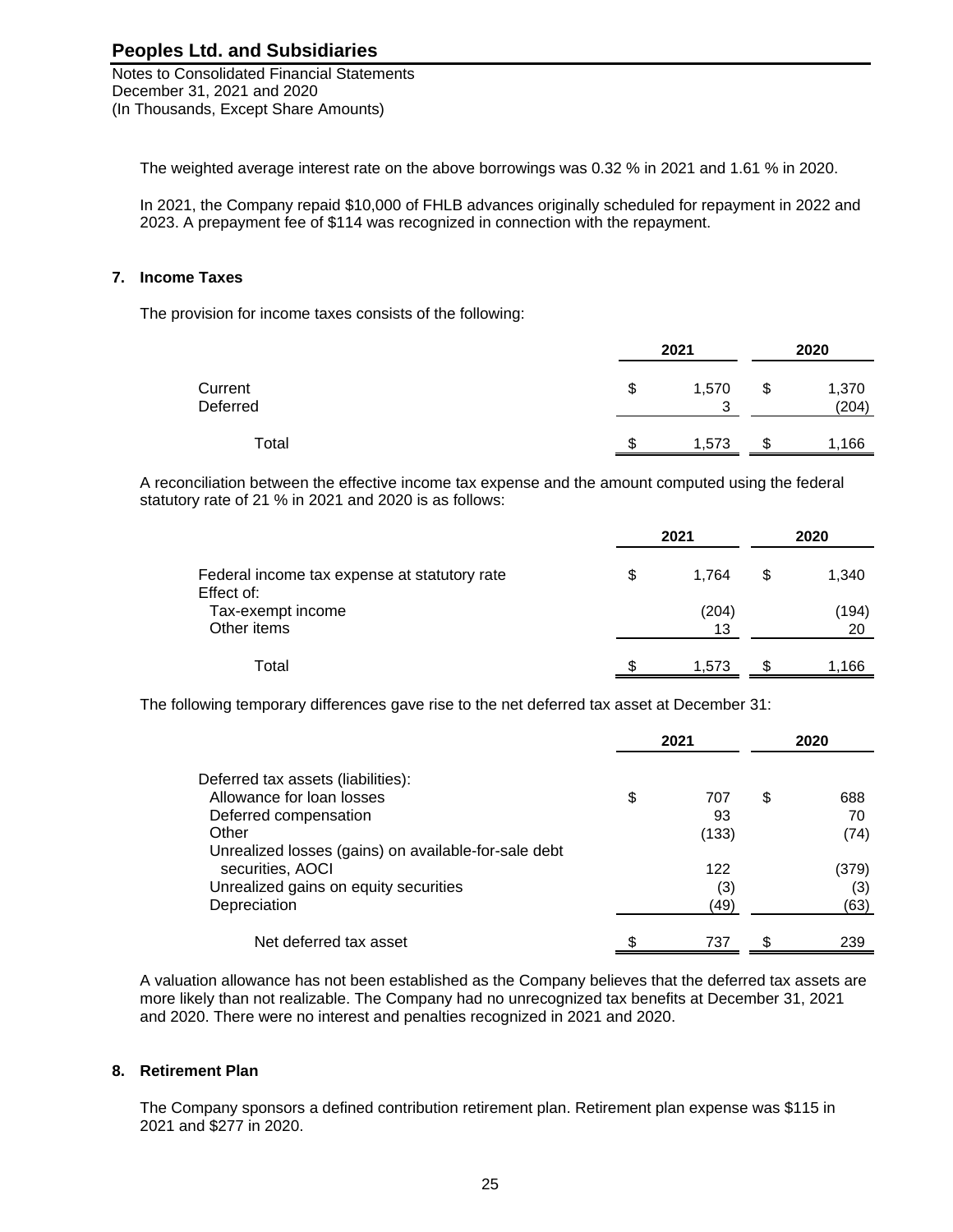**Peoples Ltd. and Subsidiaries**

Notes to Consolidated Financial Statements
December 31, 2021 and 2020
(In Thousands, Except Share Amounts)

The weighted average interest rate on the above borrowings was 0.32 % in 2021 and 1.61 % in 2020.

In 2021, the Company repaid $10,000 of FHLB advances originally scheduled for repayment in 2022 and 2023. A prepayment fee of $114 was recognized in connection with the repayment.

## 7. Income Taxes

The provision for income taxes consists of the following:

| | 2021 | 2020 |
|---|---|---|
| Current | $ 1,570 | $ 1,370 |
| Deferred | 3 | (204) |
| Total | $ 1,573 | $ 1,166 |

A reconciliation between the effective income tax expense and the amount computed using the federal statutory rate of 21 % in 2021 and 2020 is as follows:

| | 2021 | 2020 |
|---|---|---|
| Federal income tax expense at statutory rate | $ 1,764 | $ 1,340 |
| Effect of: | | |
| Tax-exempt income | (204) | (194) |
| Other items | 13 | 20 |
| Total | $ 1,573 | $ 1,166 |

The following temporary differences gave rise to the net deferred tax asset at December 31:

| | 2021 | 2020 |
|---|---|---|
| Deferred tax assets (liabilities): | | |
| Allowance for loan losses | $ 707 | $ 688 |
| Deferred compensation | 93 | 70 |
| Other | (133) | (74) |
| Unrealized losses (gains) on available-for-sale debt securities, AOCI | 122 | (379) |
| Unrealized gains on equity securities | (3) | (3) |
| Depreciation | (49) | (63) |
| Net deferred tax asset | $ 737 | $ 239 |

A valuation allowance has not been established as the Company believes that the deferred tax assets are more likely than not realizable. The Company had no unrecognized tax benefits at December 31, 2021 and 2020. There were no interest and penalties recognized in 2021 and 2020.

## 8. Retirement Plan

The Company sponsors a defined contribution retirement plan. Retirement plan expense was $115 in 2021 and $277 in 2020.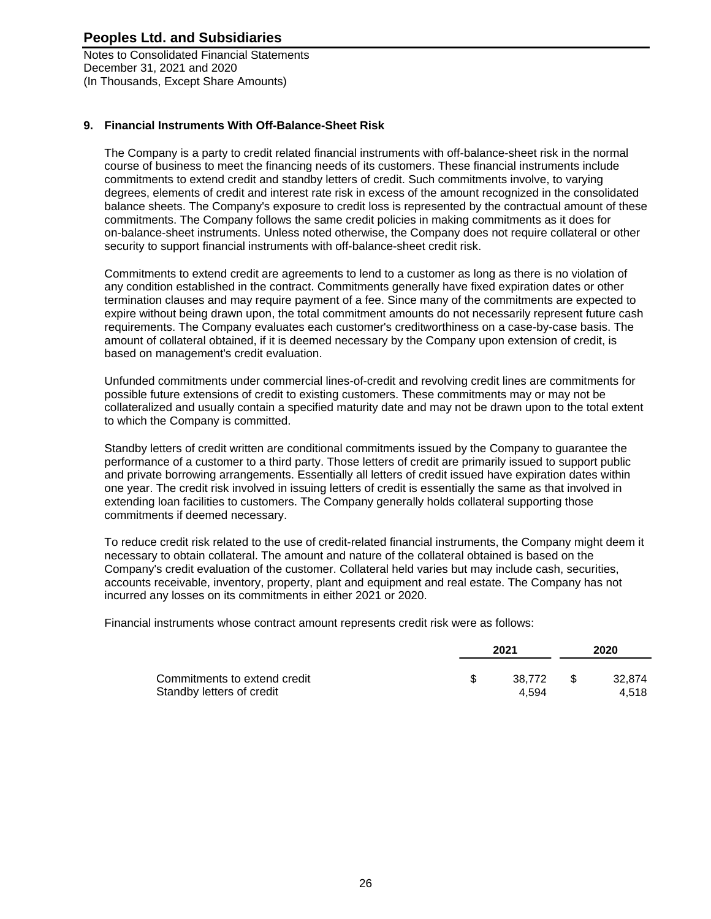## 9. Financial Instruments With Off-Balance-Sheet Risk

The Company is a party to credit related financial instruments with off-balance-sheet risk in the normal course of business to meet the financing needs of its customers. These financial instruments include commitments to extend credit and standby letters of credit. Such commitments involve, to varying degrees, elements of credit and interest rate risk in excess of the amount recognized in the consolidated balance sheets. The Company's exposure to credit loss is represented by the contractual amount of these commitments. The Company follows the same credit policies in making commitments as it does for on-balance-sheet instruments. Unless noted otherwise, the Company does not require collateral or other security to support financial instruments with off-balance-sheet credit risk.

Commitments to extend credit are agreements to lend to a customer as long as there is no violation of any condition established in the contract. Commitments generally have fixed expiration dates or other termination clauses and may require payment of a fee. Since many of the commitments are expected to expire without being drawn upon, the total commitment amounts do not necessarily represent future cash requirements. The Company evaluates each customer's creditworthiness on a case-by-case basis. The amount of collateral obtained, if it is deemed necessary by the Company upon extension of credit, is based on management's credit evaluation.

Unfunded commitments under commercial lines-of-credit and revolving credit lines are commitments for possible future extensions of credit to existing customers. These commitments may or may not be collateralized and usually contain a specified maturity date and may not be drawn upon to the total extent to which the Company is committed.

Standby letters of credit written are conditional commitments issued by the Company to guarantee the performance of a customer to a third party. Those letters of credit are primarily issued to support public and private borrowing arrangements. Essentially all letters of credit issued have expiration dates within one year. The credit risk involved in issuing letters of credit is essentially the same as that involved in extending loan facilities to customers. The Company generally holds collateral supporting those commitments if deemed necessary.

To reduce credit risk related to the use of credit-related financial instruments, the Company might deem it necessary to obtain collateral. The amount and nature of the collateral obtained is based on the Company's credit evaluation of the customer. Collateral held varies but may include cash, securities, accounts receivable, inventory, property, plant and equipment and real estate. The Company has not incurred any losses on its commitments in either 2021 or 2020.

Financial instruments whose contract amount represents credit risk were as follows:

| | 2021 | 2020 |
|---|---|---|
| Commitments to extend credit | $ 38,772 | $ 32,874 |
| Standby letters of credit | 4,594 | 4,518 |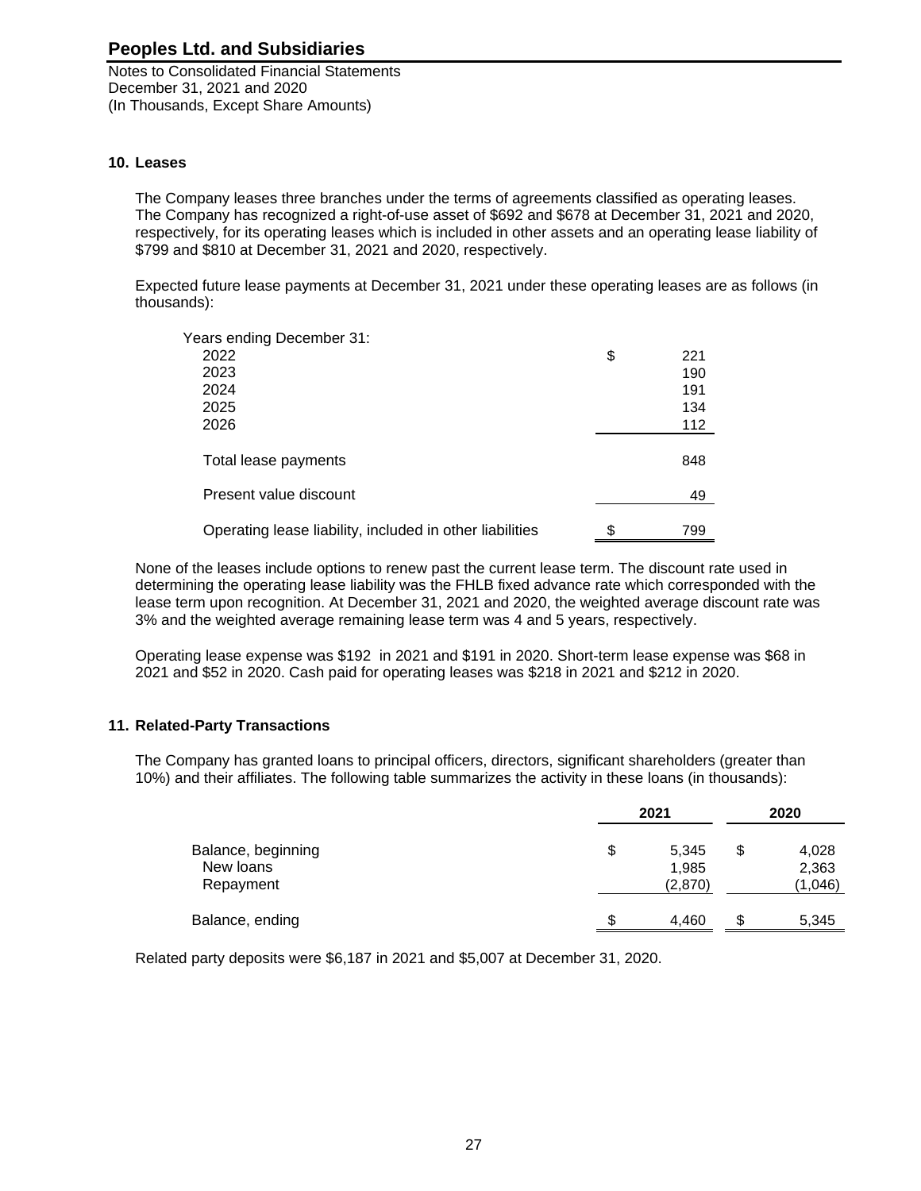# Peoples Ltd. and Subsidiaries

Notes to Consolidated Financial Statements
December 31, 2021 and 2020
(In Thousands, Except Share Amounts)

## 10. Leases

The Company leases three branches under the terms of agreements classified as operating leases. The Company has recognized a right-of-use asset of $692 and $678 at December 31, 2021 and 2020, respectively, for its operating leases which is included in other assets and an operating lease liability of $799 and $810 at December 31, 2021 and 2020, respectively.

Expected future lease payments at December 31, 2021 under these operating leases are as follows (in thousands):

| Years ending December 31: | |
|---|---|
| 2022 | $ 221 |
| 2023 | 190 |
| 2024 | 191 |
| 2025 | 134 |
| 2026 | 112 |
| Total lease payments | 848 |
| Present value discount | 49 |
| Operating lease liability, included in other liabilities | $ 799 |

None of the leases include options to renew past the current lease term. The discount rate used in determining the operating lease liability was the FHLB fixed advance rate which corresponded with the lease term upon recognition. At December 31, 2021 and 2020, the weighted average discount rate was 3% and the weighted average remaining lease term was 4 and 5 years, respectively.

Operating lease expense was $192 in 2021 and $191 in 2020. Short-term lease expense was $68 in 2021 and $52 in 2020. Cash paid for operating leases was $218 in 2021 and $212 in 2020.

## 11. Related-Party Transactions

The Company has granted loans to principal officers, directors, significant shareholders (greater than 10%) and their affiliates. The following table summarizes the activity in these loans (in thousands):

| | 2021 | 2020 |
|---|---|---|
| Balance, beginning | $ 5,345 | $ 4,028 |
| New loans | 1,985 | 2,363 |
| Repayment | (2,870) | (1,046) |
| Balance, ending | $ 4,460 | $ 5,345 |

Related party deposits were $6,187 in 2021 and $5,007 at December 31, 2020.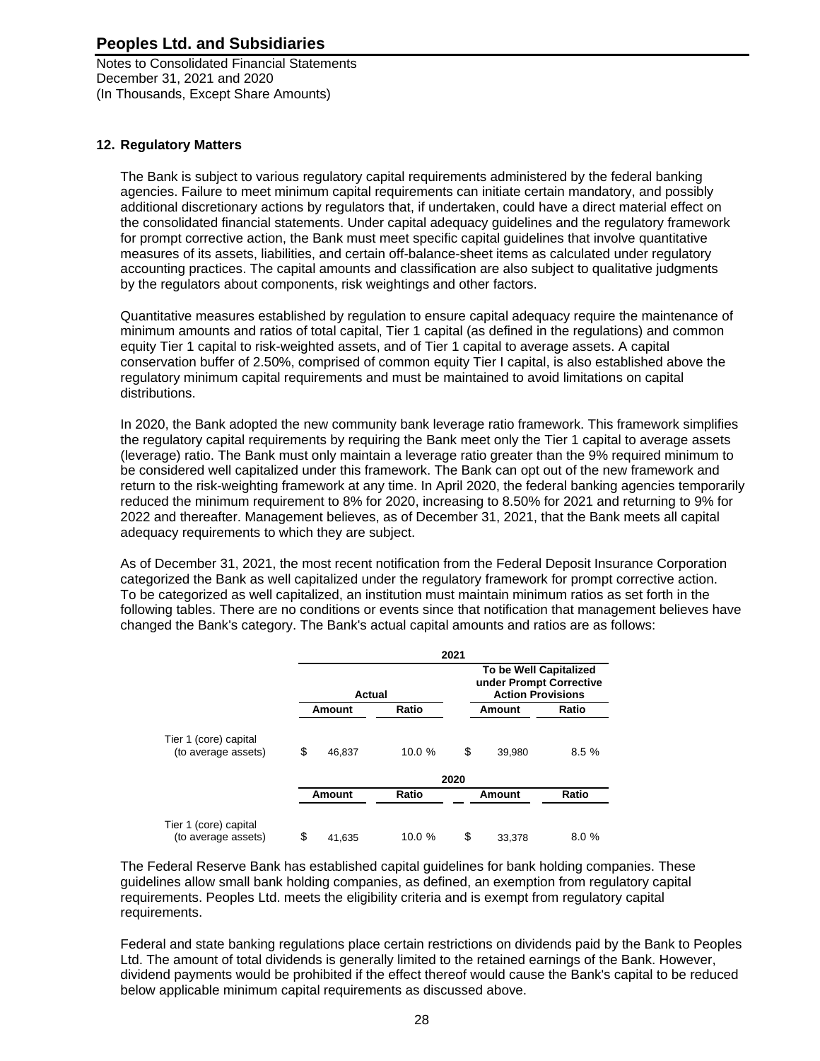## 12. Regulatory Matters

The Bank is subject to various regulatory capital requirements administered by the federal banking agencies. Failure to meet minimum capital requirements can initiate certain mandatory, and possibly additional discretionary actions by regulators that, if undertaken, could have a direct material effect on the consolidated financial statements. Under capital adequacy guidelines and the regulatory framework for prompt corrective action, the Bank must meet specific capital guidelines that involve quantitative measures of its assets, liabilities, and certain off-balance-sheet items as calculated under regulatory accounting practices. The capital amounts and classification are also subject to qualitative judgments by the regulators about components, risk weightings and other factors.

Quantitative measures established by regulation to ensure capital adequacy require the maintenance of minimum amounts and ratios of total capital, Tier 1 capital (as defined in the regulations) and common equity Tier 1 capital to risk-weighted assets, and of Tier 1 capital to average assets. A capital conservation buffer of 2.50%, comprised of common equity Tier I capital, is also established above the regulatory minimum capital requirements and must be maintained to avoid limitations on capital distributions.

In 2020, the Bank adopted the new community bank leverage ratio framework. This framework simplifies the regulatory capital requirements by requiring the Bank meet only the Tier 1 capital to average assets (leverage) ratio. The Bank must only maintain a leverage ratio greater than the 9% required minimum to be considered well capitalized under this framework. The Bank can opt out of the new framework and return to the risk-weighting framework at any time. In April 2020, the federal banking agencies temporarily reduced the minimum requirement to 8% for 2020, increasing to 8.50% for 2021 and returning to 9% for 2022 and thereafter. Management believes, as of December 31, 2021, that the Bank meets all capital adequacy requirements to which they are subject.

As of December 31, 2021, the most recent notification from the Federal Deposit Insurance Corporation categorized the Bank as well capitalized under the regulatory framework for prompt corrective action. To be categorized as well capitalized, an institution must maintain minimum ratios as set forth in the following tables. There are no conditions or events since that notification that management believes have changed the Bank's category. The Bank's actual capital amounts and ratios are as follows:

| | 2021 | | | |
|---|---|---|---|---|
| | Actual | | To be Well Capitalized under Prompt Corrective Action Provisions | |
| | Amount | Ratio | Amount | Ratio |
| Tier 1 (core) capital (to average assets) | $ 46,837 | 10.0 % | $ 39,980 | 8.5 % |
| | **2020** | | | |
| | Amount | Ratio | Amount | Ratio |
| Tier 1 (core) capital (to average assets) | $ 41,635 | 10.0 % | $ 33,378 | 8.0 % |

The Federal Reserve Bank has established capital guidelines for bank holding companies. These guidelines allow small bank holding companies, as defined, an exemption from regulatory capital requirements. Peoples Ltd. meets the eligibility criteria and is exempt from regulatory capital requirements.

Federal and state banking regulations place certain restrictions on dividends paid by the Bank to Peoples Ltd. The amount of total dividends is generally limited to the retained earnings of the Bank. However, dividend payments would be prohibited if the effect thereof would cause the Bank's capital to be reduced below applicable minimum capital requirements as discussed above.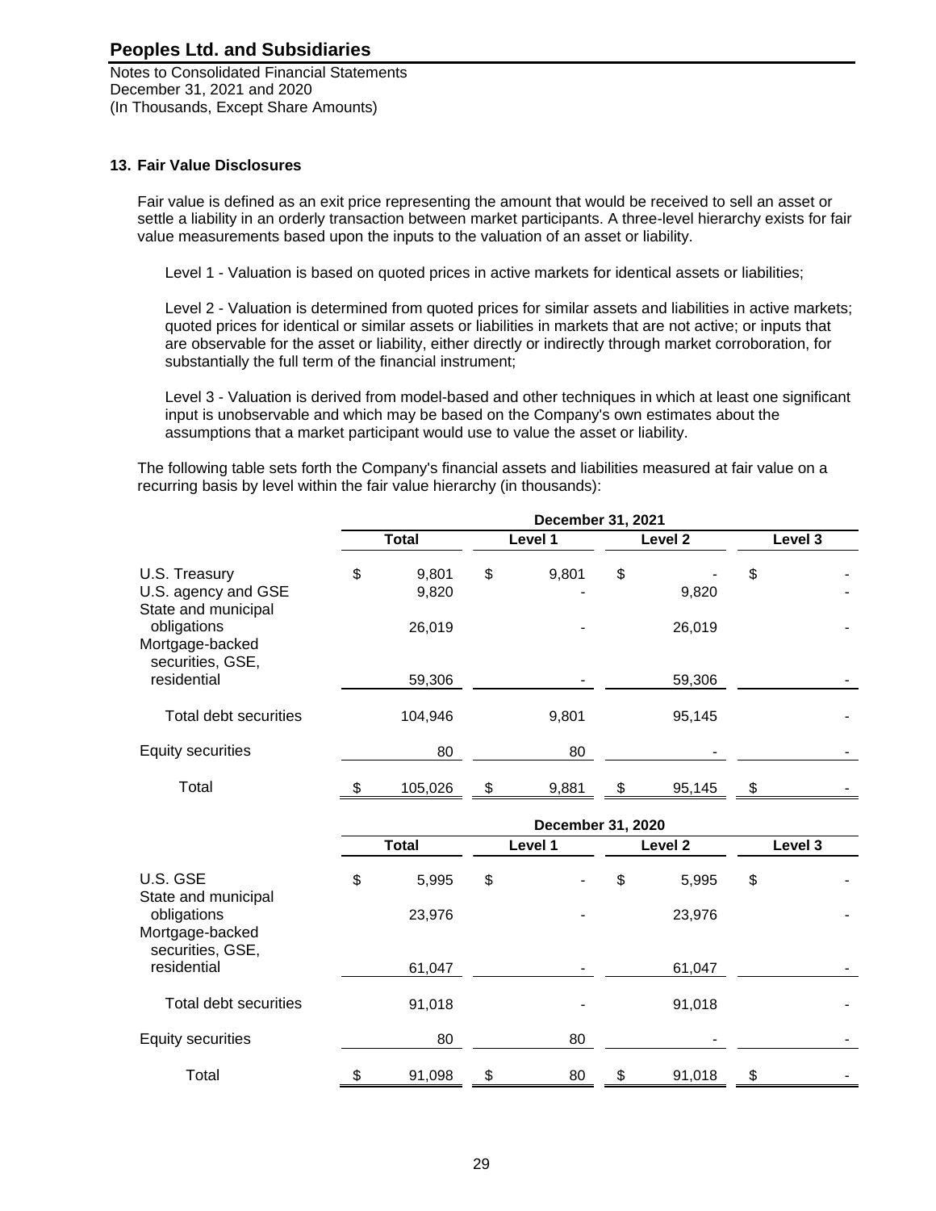## 13. Fair Value Disclosures

Fair value is defined as an exit price representing the amount that would be received to sell an asset or settle a liability in an orderly transaction between market participants. A three-level hierarchy exists for fair value measurements based upon the inputs to the valuation of an asset or liability.

Level 1 - Valuation is based on quoted prices in active markets for identical assets or liabilities;

Level 2 - Valuation is determined from quoted prices for similar assets and liabilities in active markets; quoted prices for identical or similar assets or liabilities in markets that are not active; or inputs that are observable for the asset or liability, either directly or indirectly through market corroboration, for substantially the full term of the financial instrument;

Level 3 - Valuation is derived from model-based and other techniques in which at least one significant input is unobservable and which may be based on the Company's own estimates about the assumptions that a market participant would use to value the asset or liability.

The following table sets forth the Company's financial assets and liabilities measured at fair value on a recurring basis by level within the fair value hierarchy (in thousands):

| | December 31, 2021 | | | |
|---|---|---|---|---|
| | Total | Level 1 | Level 2 | Level 3 |
| U.S. Treasury | $ 9,801 | $ 9,801 | $ - | $ - |
| U.S. agency and GSE | 9,820 | - | 9,820 | - |
| State and municipal obligations | 26,019 | - | 26,019 | - |
| Mortgage-backed securities, GSE, residential | 59,306 | - | 59,306 | - |
| Total debt securities | 104,946 | 9,801 | 95,145 | - |
| Equity securities | 80 | 80 | - | - |
| Total | $ 105,026 | $ 9,881 | $ 95,145 | $ - |

| | December 31, 2020 | | | |
|---|---|---|---|---|
| | Total | Level 1 | Level 2 | Level 3 |
| U.S. GSE | $ 5,995 | $ - | $ 5,995 | $ - |
| State and municipal obligations | 23,976 | - | 23,976 | - |
| Mortgage-backed securities, GSE, residential | 61,047 | - | 61,047 | - |
| Total debt securities | 91,018 | - | 91,018 | - |
| Equity securities | 80 | 80 | - | - |
| Total | $ 91,098 | $ 80 | $ 91,018 | $ - |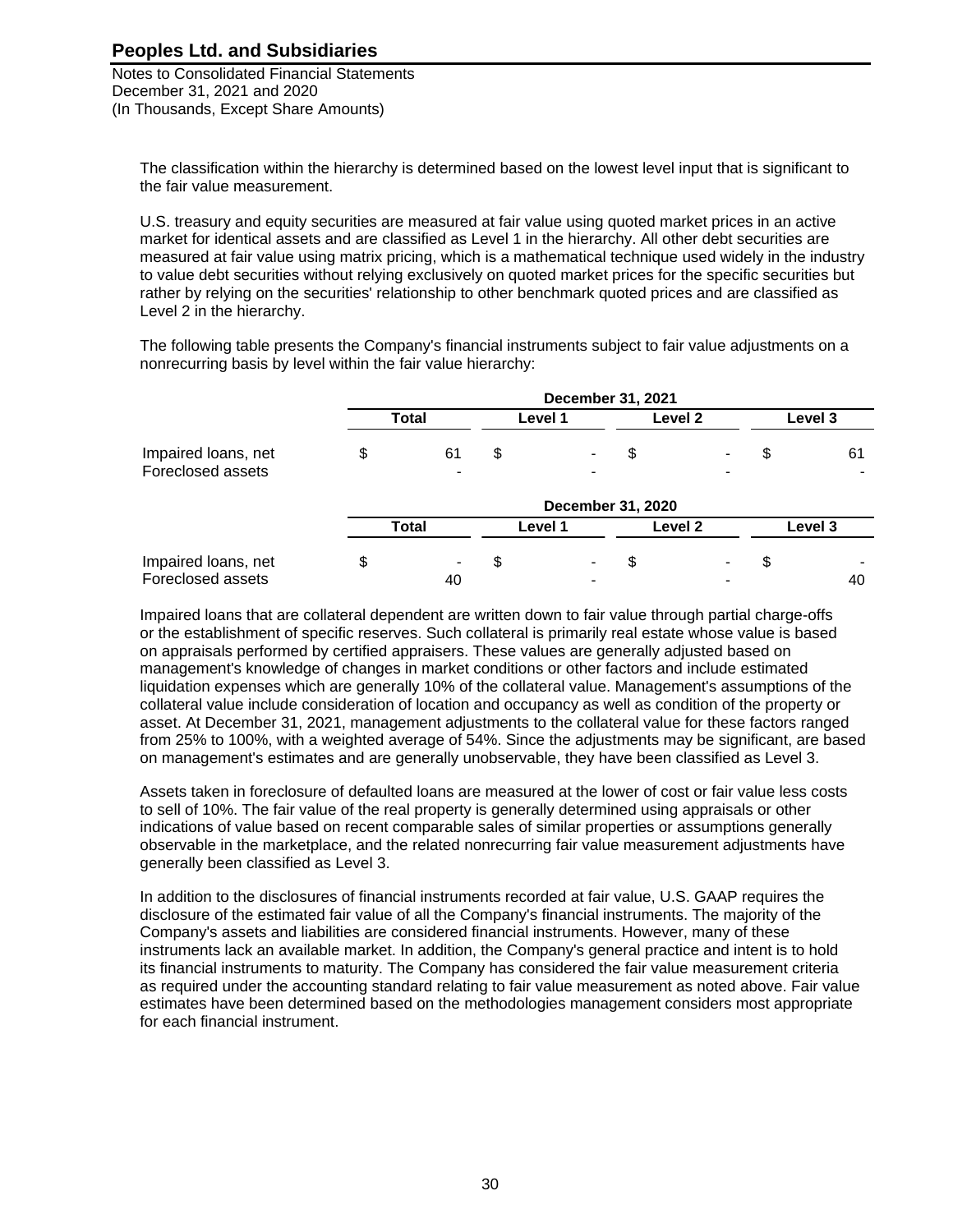The classification within the hierarchy is determined based on the lowest level input that is significant to the fair value measurement.

U.S. treasury and equity securities are measured at fair value using quoted market prices in an active market for identical assets and are classified as Level 1 in the hierarchy. All other debt securities are measured at fair value using matrix pricing, which is a mathematical technique used widely in the industry to value debt securities without relying exclusively on quoted market prices for the specific securities but rather by relying on the securities' relationship to other benchmark quoted prices and are classified as Level 2 in the hierarchy.

The following table presents the Company's financial instruments subject to fair value adjustments on a nonrecurring basis by level within the fair value hierarchy:

| | December 31, 2021 | | | |
|---|---|---|---|---|
| | Total | Level 1 | Level 2 | Level 3 |
| Impaired loans, net | $ 61 | $ - | $ - | $ 61 |
| Foreclosed assets | - | - | - | - |

| | December 31, 2020 | | | |
|---|---|---|---|---|
| | Total | Level 1 | Level 2 | Level 3 |
| Impaired loans, net | $ - | $ - | $ - | $ - |
| Foreclosed assets | 40 | - | - | 40 |

Impaired loans that are collateral dependent are written down to fair value through partial charge-offs or the establishment of specific reserves. Such collateral is primarily real estate whose value is based on appraisals performed by certified appraisers. These values are generally adjusted based on management's knowledge of changes in market conditions or other factors and include estimated liquidation expenses which are generally 10% of the collateral value. Management's assumptions of the collateral value include consideration of location and occupancy as well as condition of the property or asset. At December 31, 2021, management adjustments to the collateral value for these factors ranged from 25% to 100%, with a weighted average of 54%. Since the adjustments may be significant, are based on management's estimates and are generally unobservable, they have been classified as Level 3.

Assets taken in foreclosure of defaulted loans are measured at the lower of cost or fair value less costs to sell of 10%. The fair value of the real property is generally determined using appraisals or other indications of value based on recent comparable sales of similar properties or assumptions generally observable in the marketplace, and the related nonrecurring fair value measurement adjustments have generally been classified as Level 3.

In addition to the disclosures of financial instruments recorded at fair value, U.S. GAAP requires the disclosure of the estimated fair value of all the Company's financial instruments. The majority of the Company's assets and liabilities are considered financial instruments. However, many of these instruments lack an available market. In addition, the Company's general practice and intent is to hold its financial instruments to maturity. The Company has considered the fair value measurement criteria as required under the accounting standard relating to fair value measurement as noted above. Fair value estimates have been determined based on the methodologies management considers most appropriate for each financial instrument.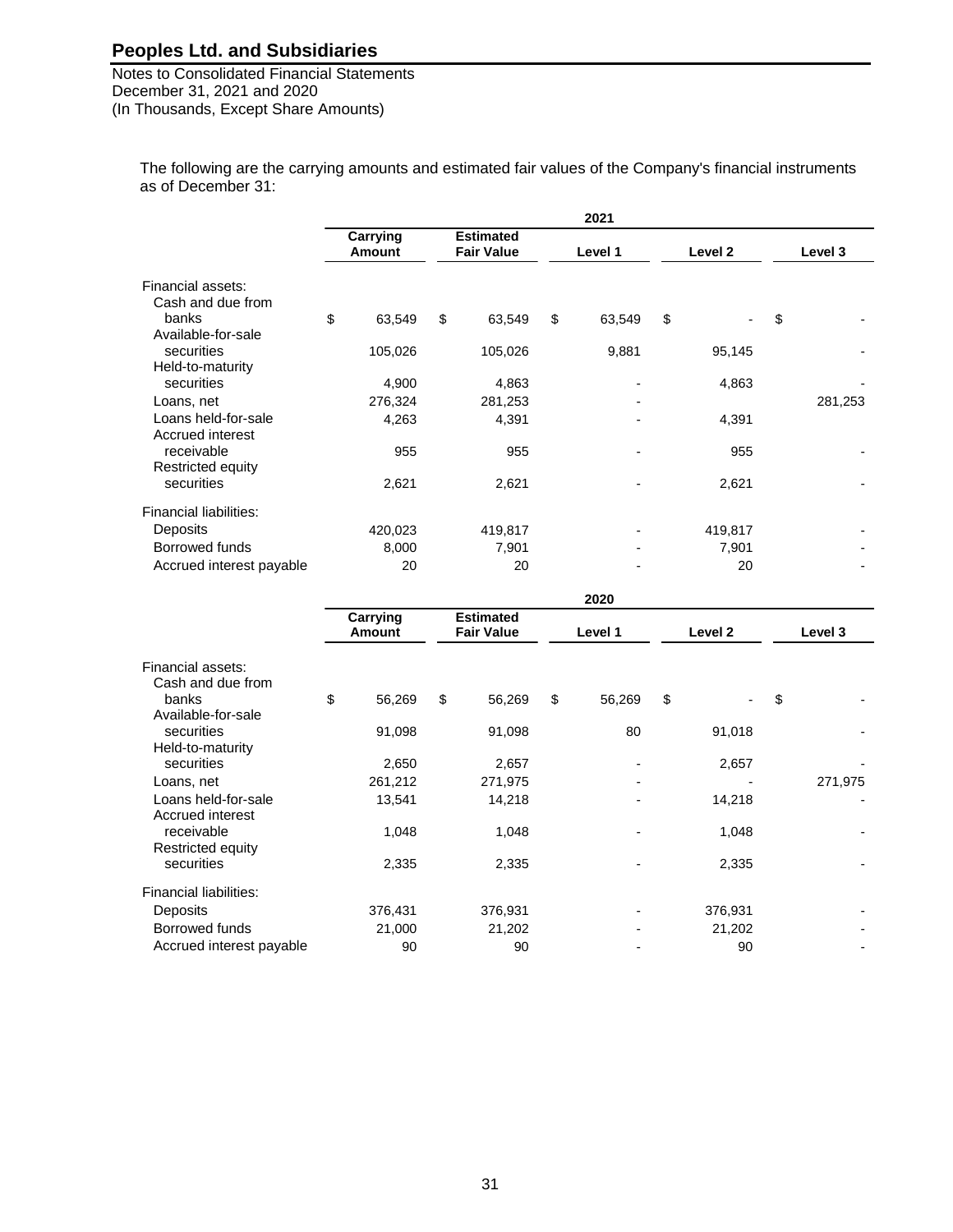**Peoples Ltd. and Subsidiaries**

Notes to Consolidated Financial Statements
December 31, 2021 and 2020
(In Thousands, Except Share Amounts)

The following are the carrying amounts and estimated fair values of the Company's financial instruments as of December 31:

| | 2021 | | | | |
|---|---|---|---|---|---|
| | Carrying Amount | Estimated Fair Value | Level 1 | Level 2 | Level 3 |
| Financial assets: | | | | | |
| Cash and due from banks | $ 63,549 | $ 63,549 | $ 63,549 | $ - | $ - |
| Available-for-sale securities | 105,026 | 105,026 | 9,881 | 95,145 | - |
| Held-to-maturity securities | 4,900 | 4,863 | - | 4,863 | - |
| Loans, net | 276,324 | 281,253 | - | | 281,253 |
| Loans held-for-sale | 4,263 | 4,391 | - | 4,391 | |
| Accrued interest receivable | 955 | 955 | - | 955 | - |
| Restricted equity securities | 2,621 | 2,621 | - | 2,621 | - |
| Financial liabilities: | | | | | |
| Deposits | 420,023 | 419,817 | - | 419,817 | - |
| Borrowed funds | 8,000 | 7,901 | - | 7,901 | - |
| Accrued interest payable | 20 | 20 | - | 20 | - |

| | 2020 | | | | |
|---|---|---|---|---|---|
| | Carrying Amount | Estimated Fair Value | Level 1 | Level 2 | Level 3 |
| Financial assets: | | | | | |
| Cash and due from banks | $ 56,269 | $ 56,269 | $ 56,269 | $ - | $ - |
| Available-for-sale securities | 91,098 | 91,098 | 80 | 91,018 | - |
| Held-to-maturity securities | 2,650 | 2,657 | - | 2,657 | - |
| Loans, net | 261,212 | 271,975 | - | - | 271,975 |
| Loans held-for-sale | 13,541 | 14,218 | - | 14,218 | - |
| Accrued interest receivable | 1,048 | 1,048 | - | 1,048 | - |
| Restricted equity securities | 2,335 | 2,335 | - | 2,335 | - |
| Financial liabilities: | | | | | |
| Deposits | 376,431 | 376,931 | - | 376,931 | - |
| Borrowed funds | 21,000 | 21,202 | - | 21,202 | - |
| Accrued interest payable | 90 | 90 | - | 90 | - |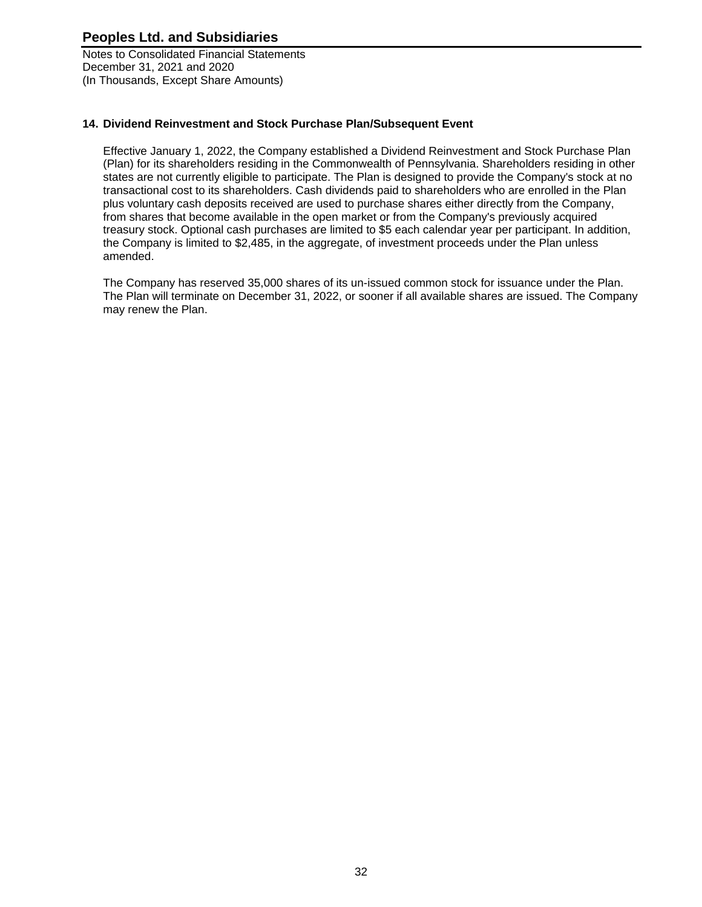## 14. Dividend Reinvestment and Stock Purchase Plan/Subsequent Event

Effective January 1, 2022, the Company established a Dividend Reinvestment and Stock Purchase Plan (Plan) for its shareholders residing in the Commonwealth of Pennsylvania. Shareholders residing in other states are not currently eligible to participate. The Plan is designed to provide the Company's stock at no transactional cost to its shareholders. Cash dividends paid to shareholders who are enrolled in the Plan plus voluntary cash deposits received are used to purchase shares either directly from the Company, from shares that become available in the open market or from the Company's previously acquired treasury stock. Optional cash purchases are limited to $5 each calendar year per participant. In addition, the Company is limited to $2,485, in the aggregate, of investment proceeds under the Plan unless amended.

The Company has reserved 35,000 shares of its un-issued common stock for issuance under the Plan. The Plan will terminate on December 31, 2022, or sooner if all available shares are issued. The Company may renew the Plan.